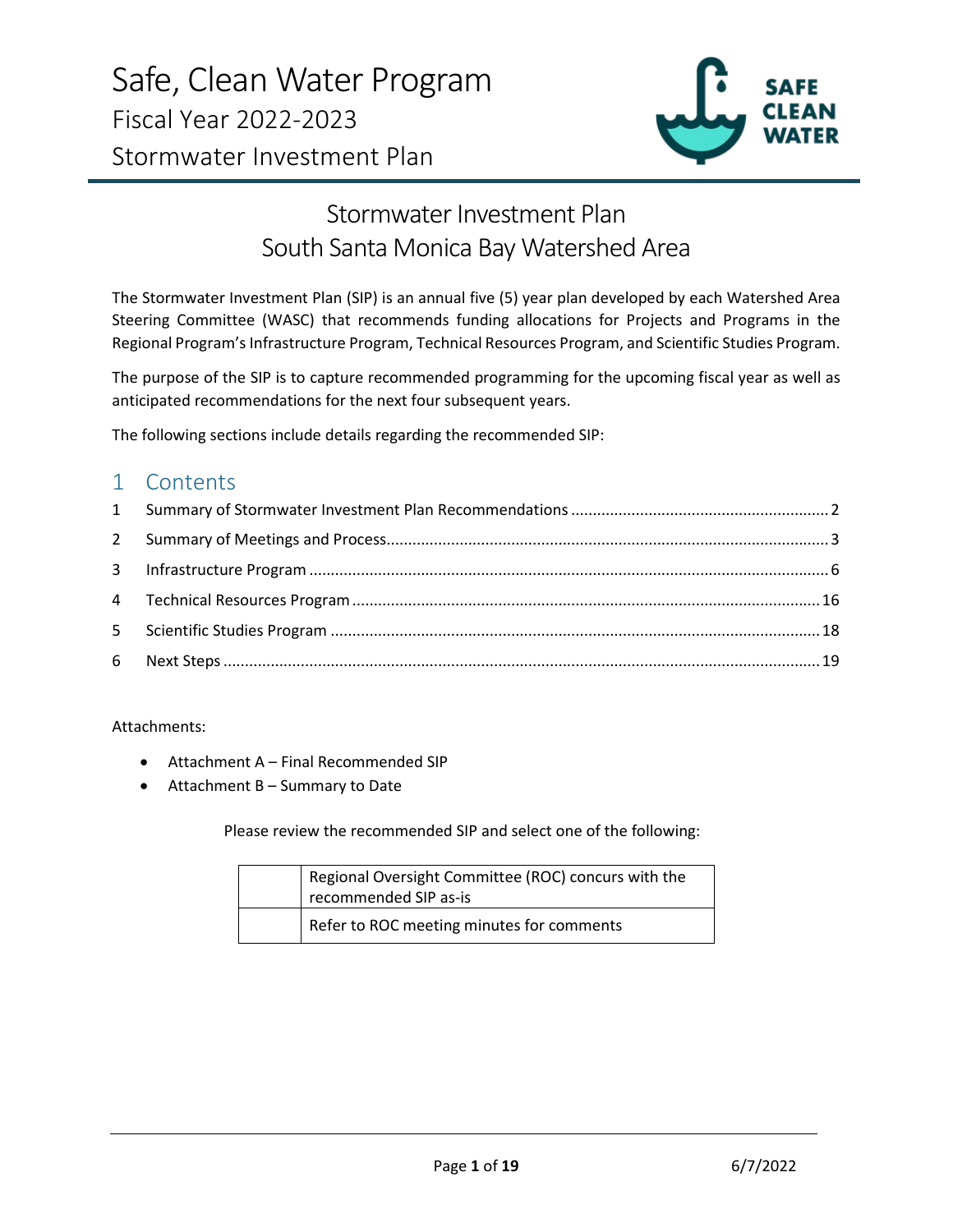# Safe, Clean Water Program

## Fiscal Year 2022-2023

## Stormwater Investment Plan

SAFE CLEAN WATER

# Stormwater Investment Plan
# South Santa Monica Bay Watershed Area

The Stormwater Investment Plan (SIP) is an annual five (5) year plan developed by each Watershed Area Steering Committee (WASC) that recommends funding allocations for Projects and Programs in the Regional Program's Infrastructure Program, Technical Resources Program, and Scientific Studies Program.

The purpose of the SIP is to capture recommended programming for the upcoming fiscal year as well as anticipated recommendations for the next four subsequent years.

The following sections include details regarding the recommended SIP:

## 1 Contents

1 Summary of Stormwater Investment Plan Recommendations ........ 2
2 Summary of Meetings and Process ........ 3
3 Infrastructure Program ........ 6
4 Technical Resources Program ........ 16
5 Scientific Studies Program ........ 18
6 Next Steps ........ 19

Attachments:

- Attachment A – Final Recommended SIP
- Attachment B – Summary to Date

Please review the recommended SIP and select one of the following:

| | |
|---|---|
| | Regional Oversight Committee (ROC) concurs with the recommended SIP as-is |
| | Refer to ROC meeting minutes for comments |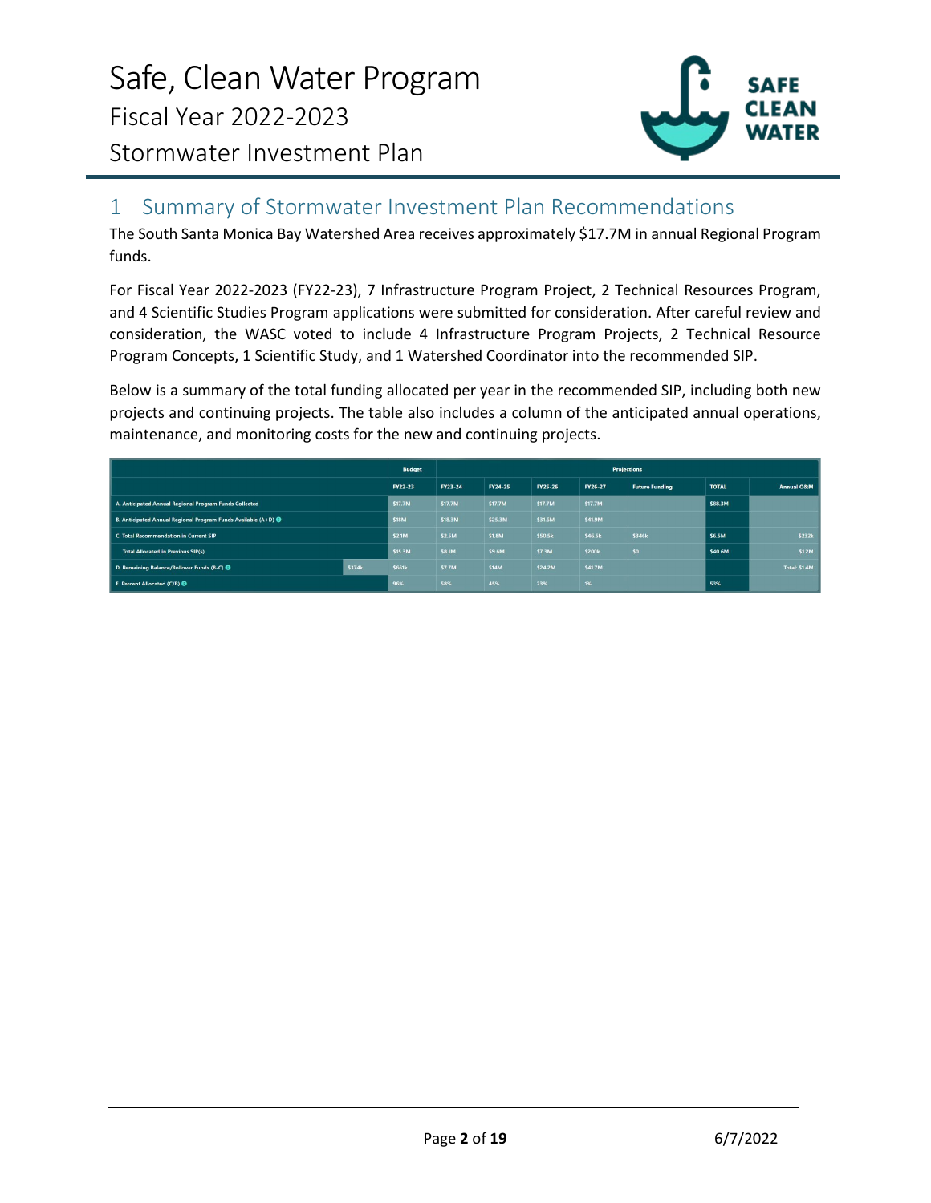# Safe, Clean Water Program
## Fiscal Year 2022-2023
## Stormwater Investment Plan

# 1 Summary of Stormwater Investment Plan Recommendations

The South Santa Monica Bay Watershed Area receives approximately $17.7M in annual Regional Program funds.

For Fiscal Year 2022-2023 (FY22-23), 7 Infrastructure Program Project, 2 Technical Resources Program, and 4 Scientific Studies Program applications were submitted for consideration. After careful review and consideration, the WASC voted to include 4 Infrastructure Program Projects, 2 Technical Resource Program Concepts, 1 Scientific Study, and 1 Watershed Coordinator into the recommended SIP.

Below is a summary of the total funding allocated per year in the recommended SIP, including both new projects and continuing projects. The table also includes a column of the anticipated annual operations, maintenance, and monitoring costs for the new and continuing projects.

| | | Budget | Projections | | | | | | |
|---|---|---|---|---|---|---|---|---|---|
| | | FY22-23 | FY23-24 | FY24-25 | FY25-26 | FY26-27 | Future Funding | TOTAL | Annual O&M |
| A. Anticipated Annual Regional Program Funds Collected | | $17.7M | $17.7M | $17.7M | $17.7M | $17.7M | | $88.3M | |
| B. Anticipated Annual Regional Program Funds Available (A+D) | | $18M | $18.3M | $25.3M | $31.6M | $41.9M | | | |
| C. Total Recommendation in Current SIP | | $2.1M | $2.5M | $1.8M | $50.5k | $46.5k | $346k | $6.5M | $232k |
| Total Allocated in Previous SIP(s) | | $15.3M | $8.1M | $9.6M | $7.3M | $200k | $0 | $40.6M | $1.2M |
| D. Remaining Balance/Rollover Funds (B-C) | $374k | $661k | $7.7M | $14M | $24.2M | $41.7M | | | Total: $1.4M |
| E. Percent Allocated (C/B) | | 96% | 58% | 45% | 23% | 1% | | 53% | |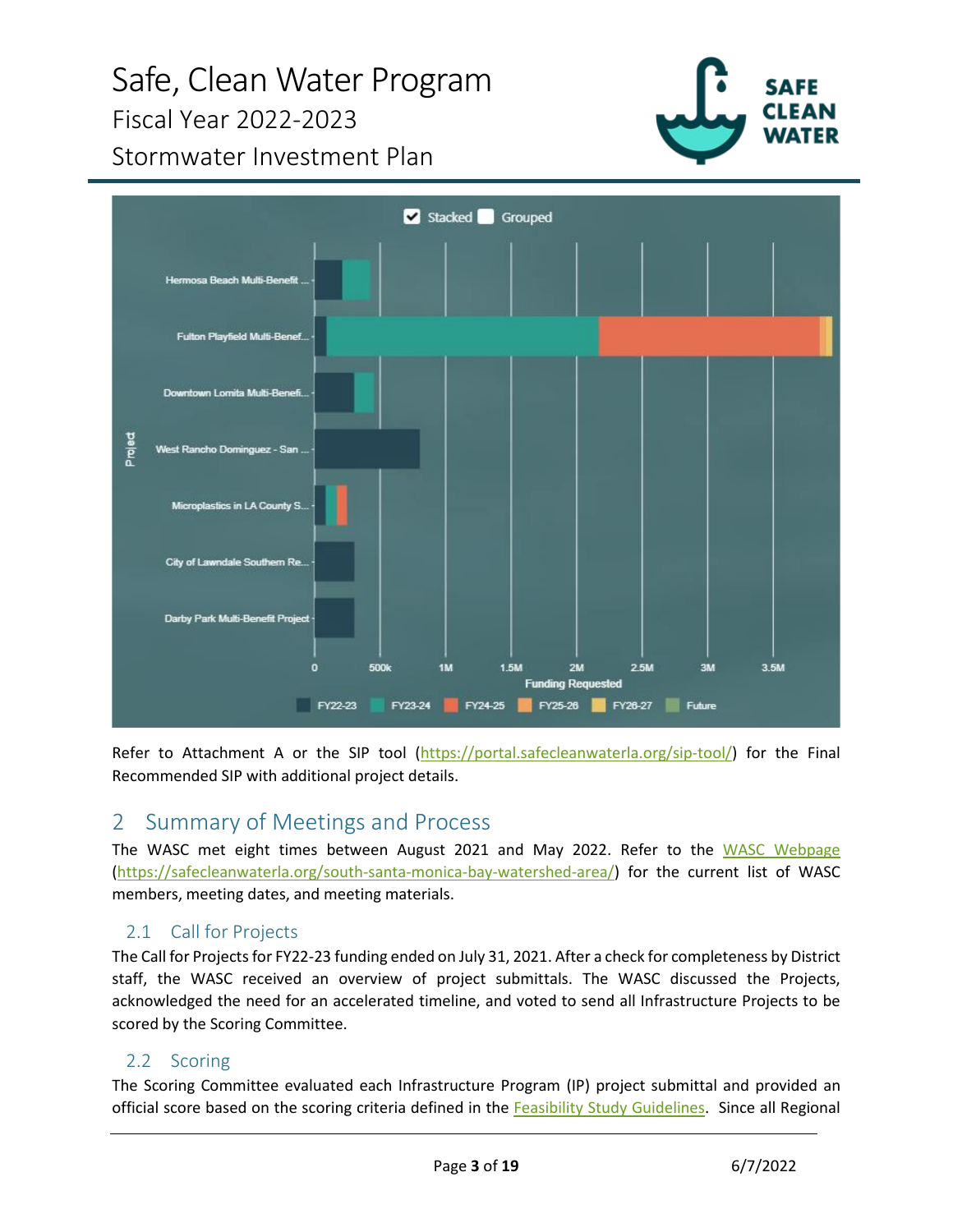Refer to Attachment A or the SIP tool (https://portal.safecleanwaterla.org/sip-tool/) for the Final Recommended SIP with additional project details.

## 2 Summary of Meetings and Process

The WASC met eight times between August 2021 and May 2022. Refer to the WASC Webpage (https://safecleanwaterla.org/south-santa-monica-bay-watershed-area/) for the current list of WASC members, meeting dates, and meeting materials.

### 2.1 Call for Projects

The Call for Projects for FY22-23 funding ended on July 31, 2021. After a check for completeness by District staff, the WASC received an overview of project submittals. The WASC discussed the Projects, acknowledged the need for an accelerated timeline, and voted to send all Infrastructure Projects to be scored by the Scoring Committee.

### 2.2 Scoring

The Scoring Committee evaluated each Infrastructure Program (IP) project submittal and provided an official score based on the scoring criteria defined in the Feasibility Study Guidelines. Since all Regional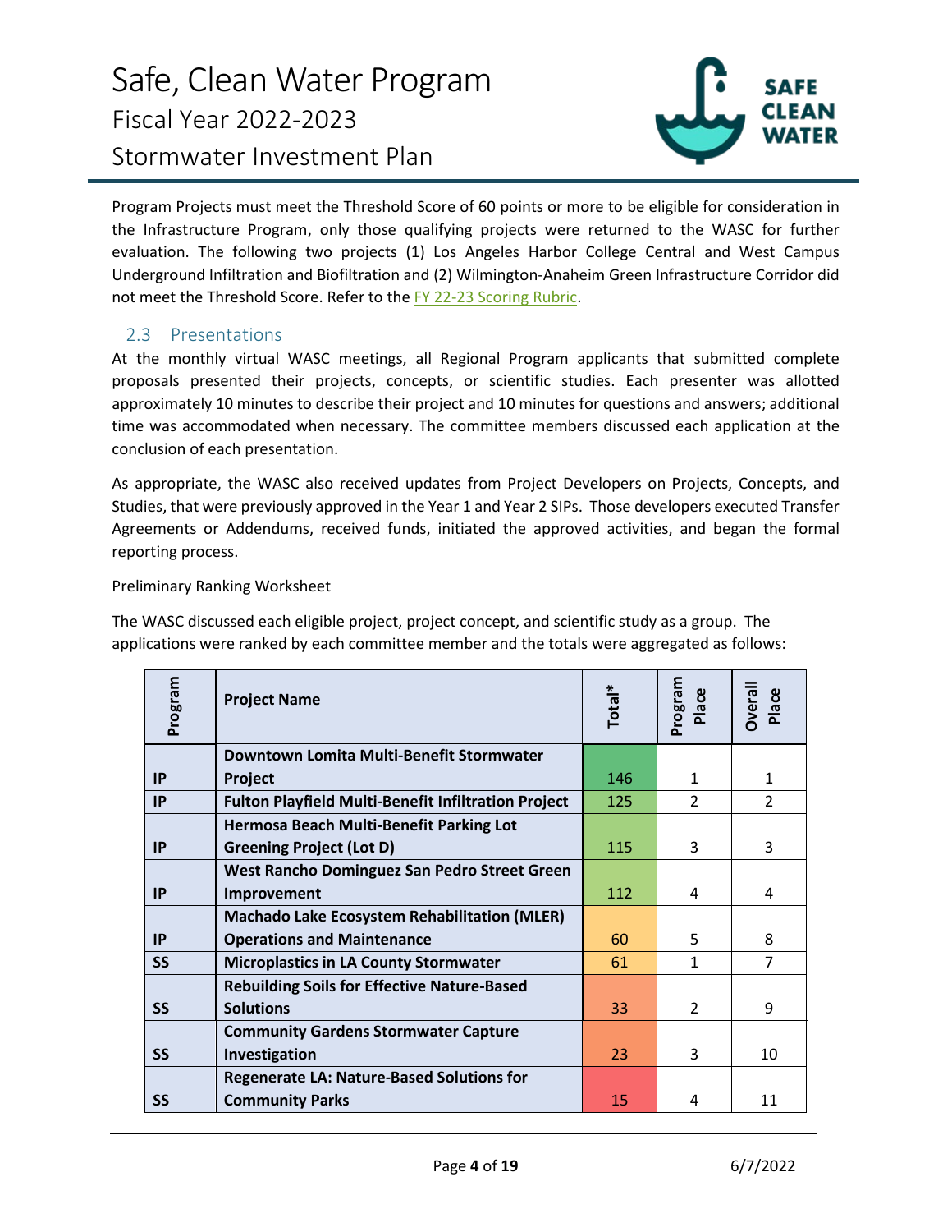Program Projects must meet the Threshold Score of 60 points or more to be eligible for consideration in the Infrastructure Program, only those qualifying projects were returned to the WASC for further evaluation. The following two projects (1) Los Angeles Harbor College Central and West Campus Underground Infiltration and Biofiltration and (2) Wilmington-Anaheim Green Infrastructure Corridor did not meet the Threshold Score. Refer to the FY 22-23 Scoring Rubric.

## 2.3 Presentations

At the monthly virtual WASC meetings, all Regional Program applicants that submitted complete proposals presented their projects, concepts, or scientific studies. Each presenter was allotted approximately 10 minutes to describe their project and 10 minutes for questions and answers; additional time was accommodated when necessary. The committee members discussed each application at the conclusion of each presentation.

As appropriate, the WASC also received updates from Project Developers on Projects, Concepts, and Studies, that were previously approved in the Year 1 and Year 2 SIPs. Those developers executed Transfer Agreements or Addendums, received funds, initiated the approved activities, and began the formal reporting process.

Preliminary Ranking Worksheet

The WASC discussed each eligible project, project concept, and scientific study as a group. The applications were ranked by each committee member and the totals were aggregated as follows:

| Program | Project Name | Total* | Program Place | Overall Place |
|---|---|---|---|---|
| IP | **Downtown Lomita Multi-Benefit Stormwater Project** | 146 | 1 | 1 |
| IP | **Fulton Playfield Multi-Benefit Infiltration Project** | 125 | 2 | 2 |
| IP | **Hermosa Beach Multi-Benefit Parking Lot Greening Project (Lot D)** | 115 | 3 | 3 |
| IP | **West Rancho Dominguez San Pedro Street Green Improvement** | 112 | 4 | 4 |
| IP | **Machado Lake Ecosystem Rehabilitation (MLER) Operations and Maintenance** | 60 | 5 | 8 |
| SS | **Microplastics in LA County Stormwater** | 61 | 1 | 7 |
| SS | **Rebuilding Soils for Effective Nature-Based Solutions** | 33 | 2 | 9 |
| SS | **Community Gardens Stormwater Capture Investigation** | 23 | 3 | 10 |
| SS | **Regenerate LA: Nature-Based Solutions for Community Parks** | 15 | 4 | 11 |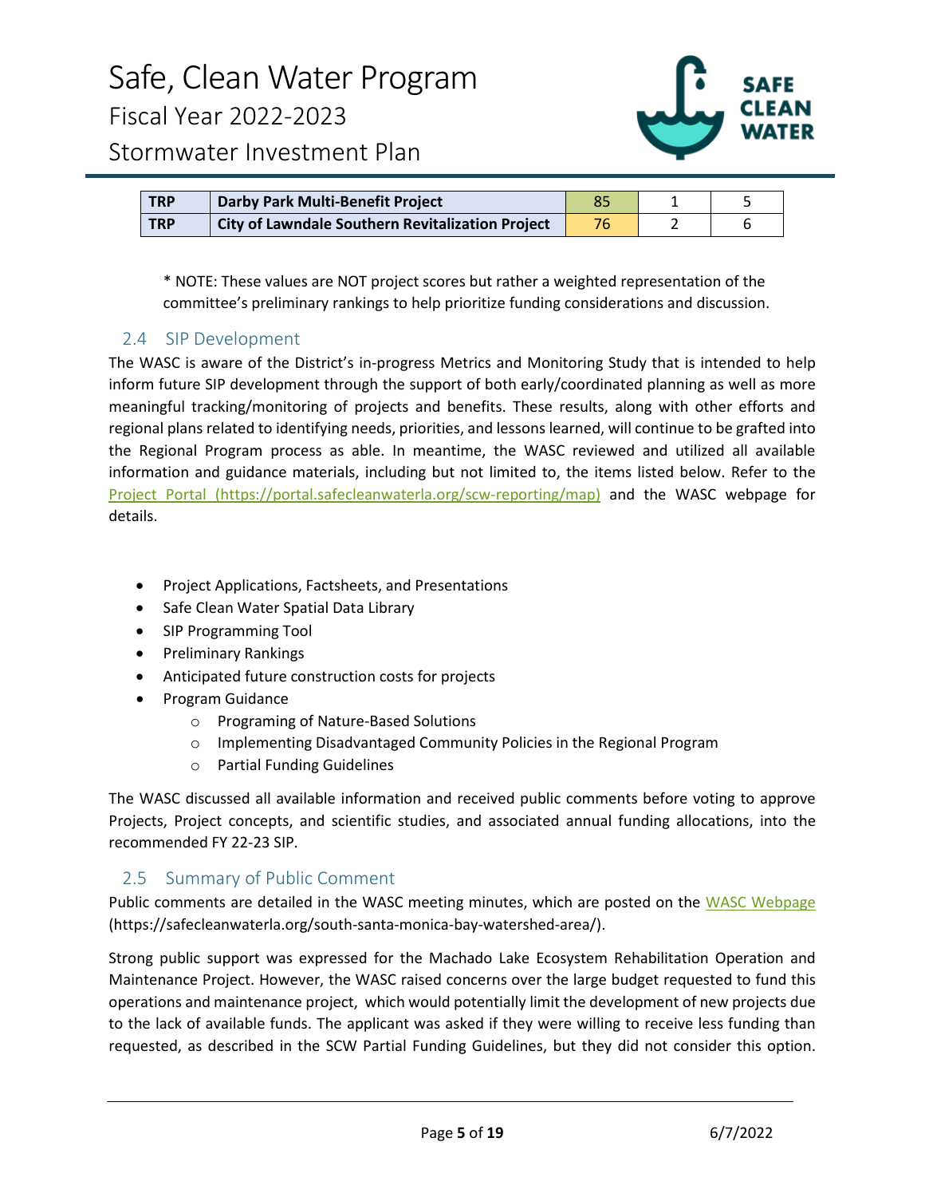| TRP | Darby Park Multi-Benefit Project | 85 | 1 | 5 |
|---|---|---|---|---|
| TRP | City of Lawndale Southern Revitalization Project | 76 | 2 | 6 |

* NOTE: These values are NOT project scores but rather a weighted representation of the committee's preliminary rankings to help prioritize funding considerations and discussion.

## 2.4 SIP Development

The WASC is aware of the District's in-progress Metrics and Monitoring Study that is intended to help inform future SIP development through the support of both early/coordinated planning as well as more meaningful tracking/monitoring of projects and benefits. These results, along with other efforts and regional plans related to identifying needs, priorities, and lessons learned, will continue to be grafted into the Regional Program process as able. In meantime, the WASC reviewed and utilized all available information and guidance materials, including but not limited to, the items listed below. Refer to the [Project Portal (https://portal.safecleanwaterla.org/scw-reporting/map)](https://portal.safecleanwaterla.org/scw-reporting/map) and the WASC webpage for details.

- Project Applications, Factsheets, and Presentations
- Safe Clean Water Spatial Data Library
- SIP Programming Tool
- Preliminary Rankings
- Anticipated future construction costs for projects
- Program Guidance
    - Programing of Nature-Based Solutions
    - Implementing Disadvantaged Community Policies in the Regional Program
    - Partial Funding Guidelines

The WASC discussed all available information and received public comments before voting to approve Projects, Project concepts, and scientific studies, and associated annual funding allocations, into the recommended FY 22-23 SIP.

## 2.5 Summary of Public Comment

Public comments are detailed in the WASC meeting minutes, which are posted on the [WASC Webpage](https://safecleanwaterla.org/south-santa-monica-bay-watershed-area/) (https://safecleanwaterla.org/south-santa-monica-bay-watershed-area/).

Strong public support was expressed for the Machado Lake Ecosystem Rehabilitation Operation and Maintenance Project. However, the WASC raised concerns over the large budget requested to fund this operations and maintenance project, which would potentially limit the development of new projects due to the lack of available funds. The applicant was asked if they were willing to receive less funding than requested, as described in the SCW Partial Funding Guidelines, but they did not consider this option.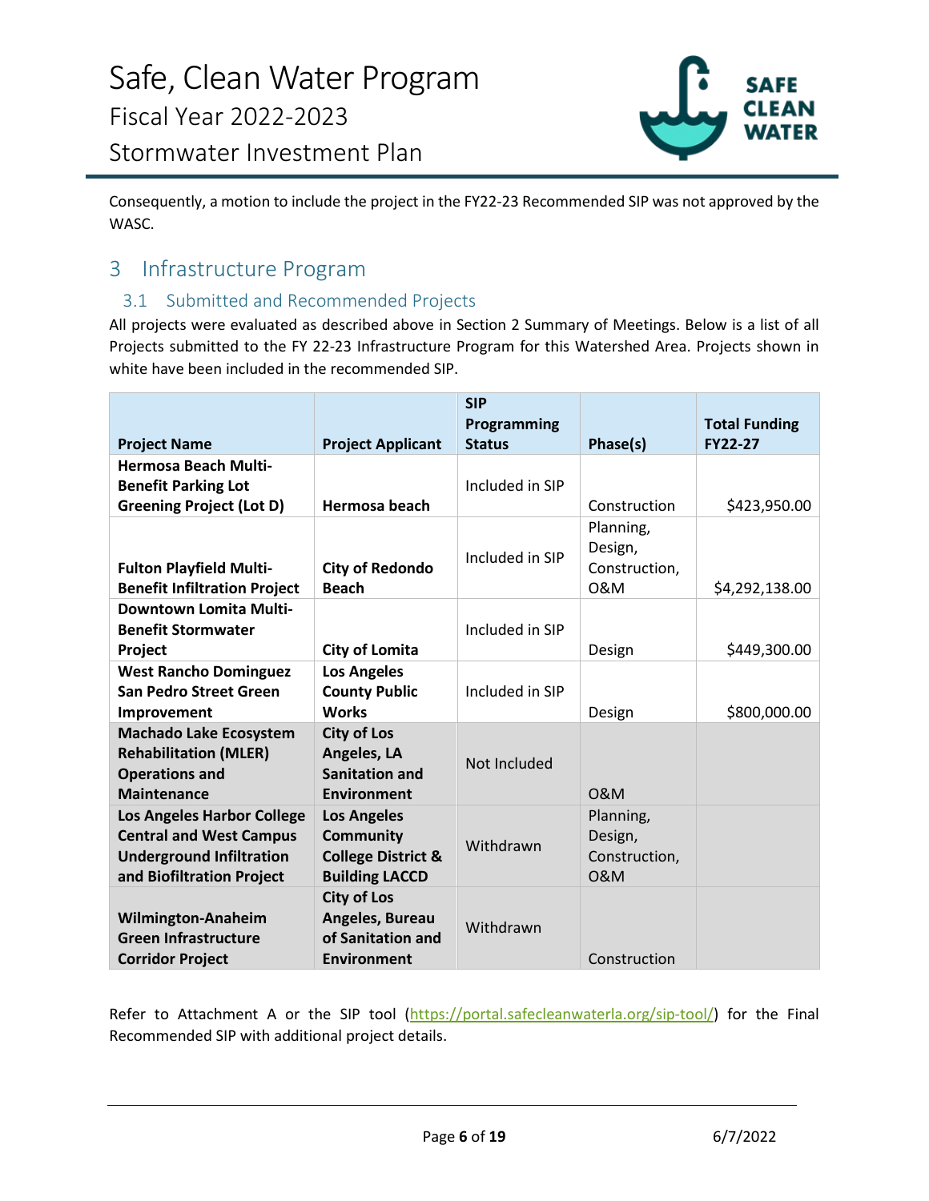Consequently, a motion to include the project in the FY22-23 Recommended SIP was not approved by the WASC.

# 3 Infrastructure Program

## 3.1 Submitted and Recommended Projects

All projects were evaluated as described above in Section 2 Summary of Meetings. Below is a list of all Projects submitted to the FY 22-23 Infrastructure Program for this Watershed Area. Projects shown in white have been included in the recommended SIP.

| Project Name | Project Applicant | SIP Programming Status | Phase(s) | Total Funding FY22-27 |
|---|---|---|---|---|
| **Hermosa Beach Multi-Benefit Parking Lot Greening Project (Lot D)** | **Hermosa beach** | Included in SIP | Construction | $423,950.00 |
| **Fulton Playfield Multi-Benefit Infiltration Project** | **City of Redondo Beach** | Included in SIP | Planning, Design, Construction, O&M | $4,292,138.00 |
| **Downtown Lomita Multi-Benefit Stormwater Project** | **City of Lomita** | Included in SIP | Design | $449,300.00 |
| **West Rancho Dominguez San Pedro Street Green Improvement** | **Los Angeles County Public Works** | Included in SIP | Design | $800,000.00 |
| **Machado Lake Ecosystem Rehabilitation (MLER) Operations and Maintenance** | **City of Los Angeles, LA Sanitation and Environment** | Not Included | O&M | |
| **Los Angeles Harbor College Central and West Campus Underground Infiltration and Biofiltration Project** | **Los Angeles Community College District & Building LACCD** | Withdrawn | Planning, Design, Construction, O&M | |
| **Wilmington-Anaheim Green Infrastructure Corridor Project** | **City of Los Angeles, Bureau of Sanitation and Environment** | Withdrawn | Construction | |

Refer to Attachment A or the SIP tool (https://portal.safecleanwaterla.org/sip-tool/) for the Final Recommended SIP with additional project details.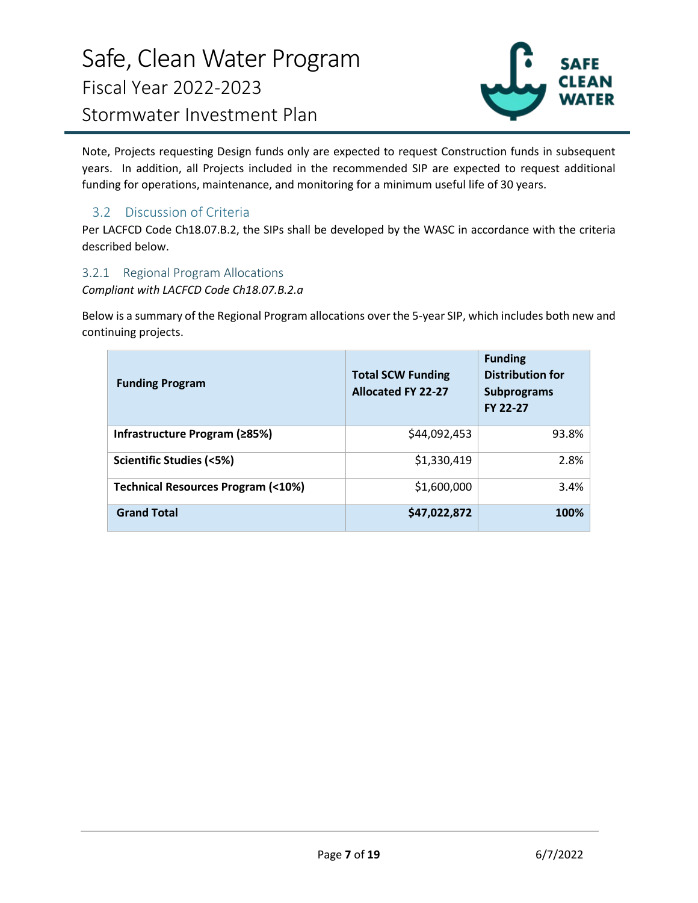Note, Projects requesting Design funds only are expected to request Construction funds in subsequent years. In addition, all Projects included in the recommended SIP are expected to request additional funding for operations, maintenance, and monitoring for a minimum useful life of 30 years.

## 3.2 Discussion of Criteria

Per LACFCD Code Ch18.07.B.2, the SIPs shall be developed by the WASC in accordance with the criteria described below.

### 3.2.1 Regional Program Allocations

*Compliant with LACFCD Code Ch18.07.B.2.a*

Below is a summary of the Regional Program allocations over the 5-year SIP, which includes both new and continuing projects.

| Funding Program | Total SCW Funding Allocated FY 22-27 | Funding Distribution for Subprograms FY 22-27 |
|---|---|---|
| **Infrastructure Program (≥85%)** | $44,092,453 | 93.8% |
| **Scientific Studies (<5%)** | $1,330,419 | 2.8% |
| **Technical Resources Program (<10%)** | $1,600,000 | 3.4% |
| **Grand Total** | **$47,022,872** | **100%** |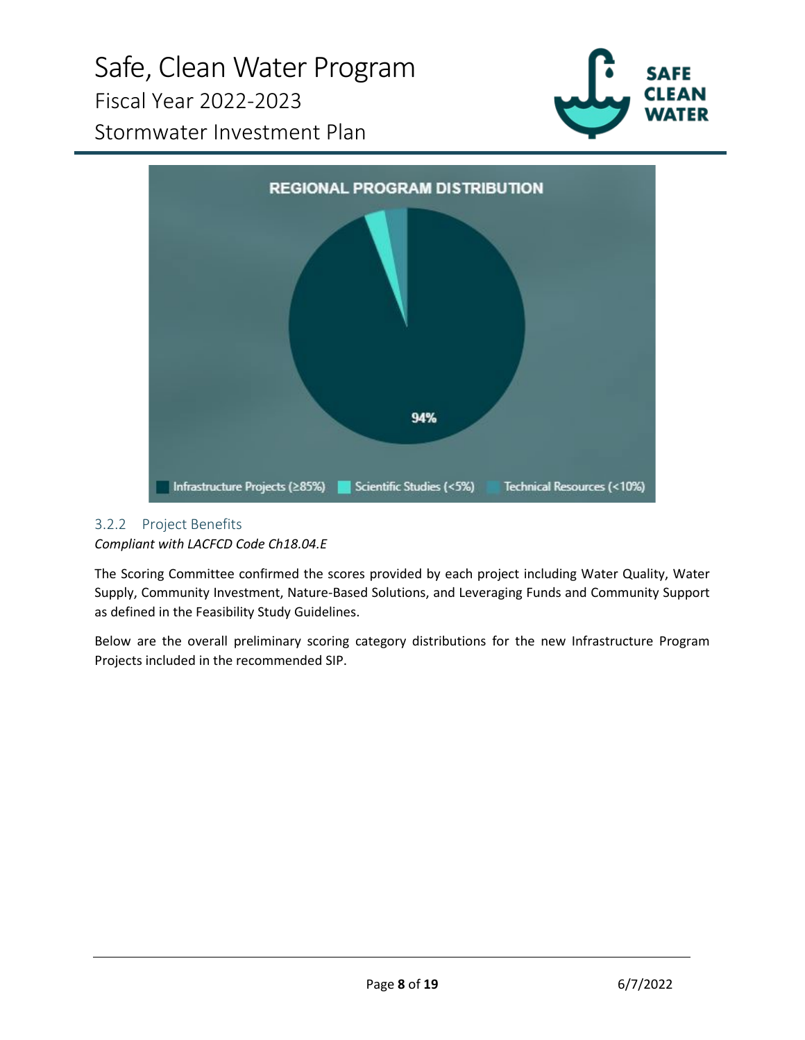REGIONAL PROGRAM DISTRIBUTION

94%

Infrastructure Projects (≥85%) Scientific Studies (<5%) Technical Resources (<10%)

### 3.2.2 Project Benefits

*Compliant with LACFCD Code Ch18.04.E*

The Scoring Committee confirmed the scores provided by each project including Water Quality, Water Supply, Community Investment, Nature-Based Solutions, and Leveraging Funds and Community Support as defined in the Feasibility Study Guidelines.

Below are the overall preliminary scoring category distributions for the new Infrastructure Program Projects included in the recommended SIP.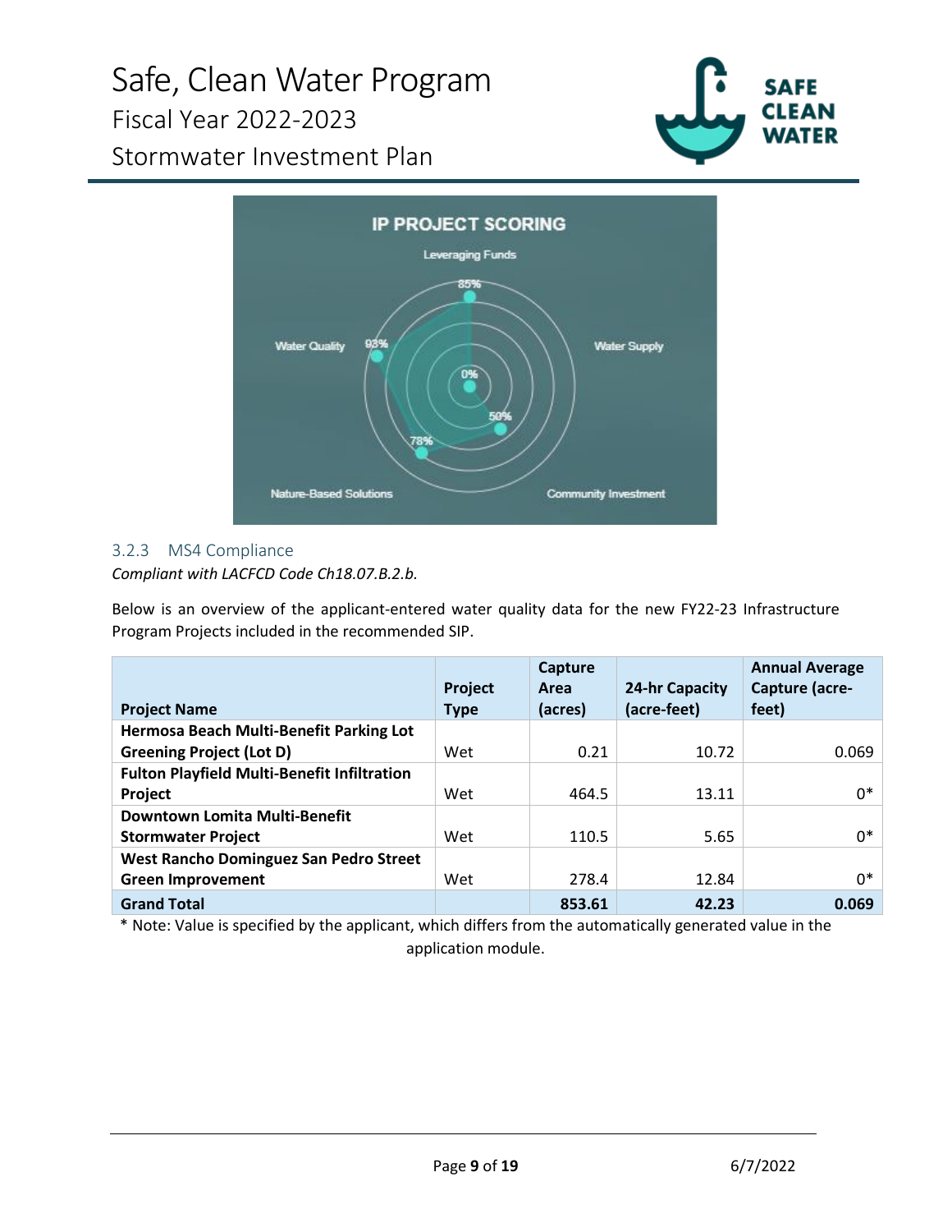IP PROJECT SCORING

Leveraging Funds 85%

Water Quality 93%

Water Supply 0%

Community Investment 50%

Nature-Based Solutions 78%

### 3.2.3 MS4 Compliance

*Compliant with LACFCD Code Ch18.07.B.2.b.*

Below is an overview of the applicant-entered water quality data for the new FY22-23 Infrastructure Program Projects included in the recommended SIP.

| Project Name | Project Type | Capture Area (acres) | 24-hr Capacity (acre-feet) | Annual Average Capture (acre-feet) |
|---|---|---|---|---|
| **Hermosa Beach Multi-Benefit Parking Lot Greening Project (Lot D)** | Wet | 0.21 | 10.72 | 0.069 |
| **Fulton Playfield Multi-Benefit Infiltration Project** | Wet | 464.5 | 13.11 | 0* |
| **Downtown Lomita Multi-Benefit Stormwater Project** | Wet | 110.5 | 5.65 | 0* |
| **West Rancho Dominguez San Pedro Street Green Improvement** | Wet | 278.4 | 12.84 | 0* |
| **Grand Total** | | **853.61** | **42.23** | **0.069** |

* Note: Value is specified by the applicant, which differs from the automatically generated value in the application module.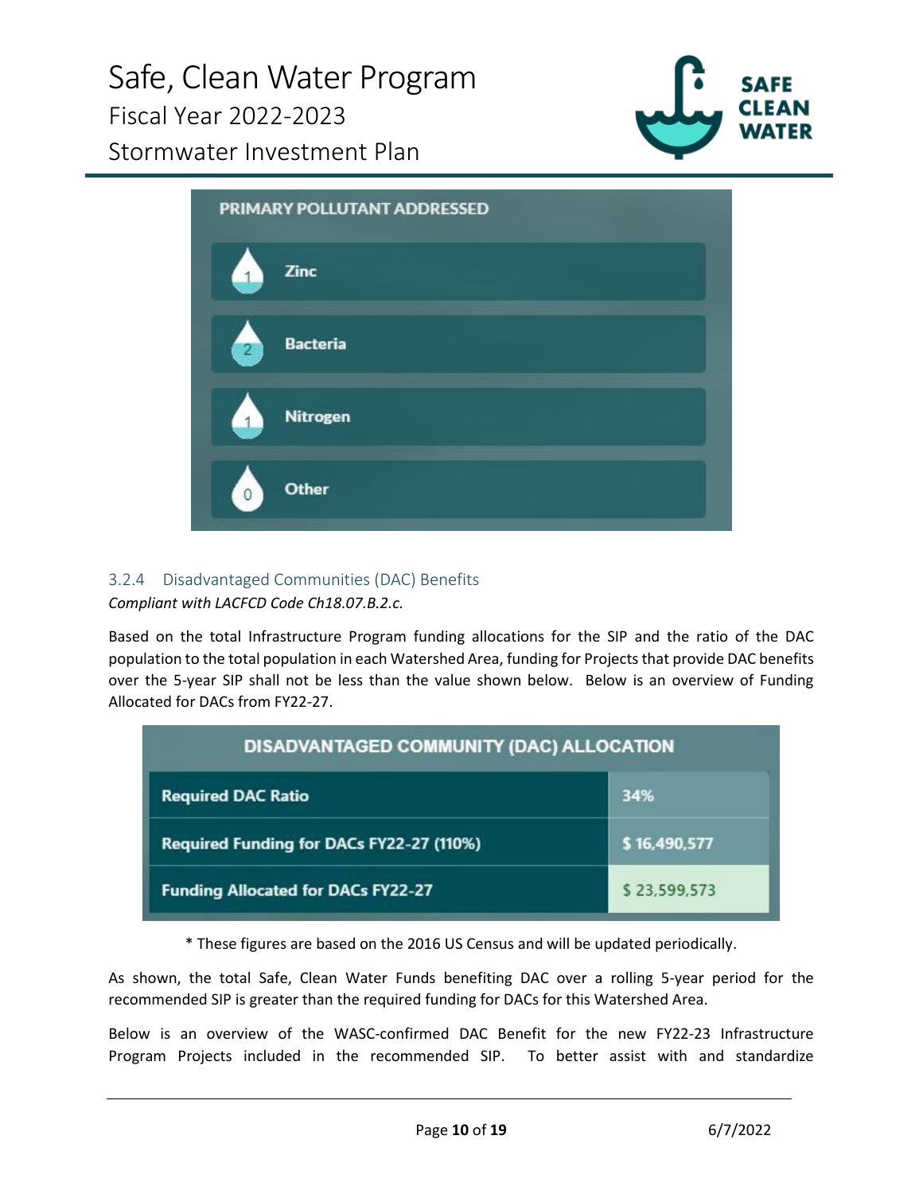| PRIMARY POLLUTANT ADDRESSED | |
|---|---|
| 1 | Zinc |
| 2 | Bacteria |
| 1 | Nitrogen |
| 0 | Other |

### 3.2.4 Disadvantaged Communities (DAC) Benefits

*Compliant with LACFCD Code Ch18.07.B.2.c.*

Based on the total Infrastructure Program funding allocations for the SIP and the ratio of the DAC population to the total population in each Watershed Area, funding for Projects that provide DAC benefits over the 5-year SIP shall not be less than the value shown below. Below is an overview of Funding Allocated for DACs from FY22-27.

| DISADVANTAGED COMMUNITY (DAC) ALLOCATION | |
|---|---|
| Required DAC Ratio | 34% |
| Required Funding for DACs FY22-27 (110%) | $ 16,490,577 |
| Funding Allocated for DACs FY22-27 | $ 23,599,573 |

\* These figures are based on the 2016 US Census and will be updated periodically.

As shown, the total Safe, Clean Water Funds benefiting DAC over a rolling 5-year period for the recommended SIP is greater than the required funding for DACs for this Watershed Area.

Below is an overview of the WASC-confirmed DAC Benefit for the new FY22-23 Infrastructure Program Projects included in the recommended SIP. To better assist with and standardize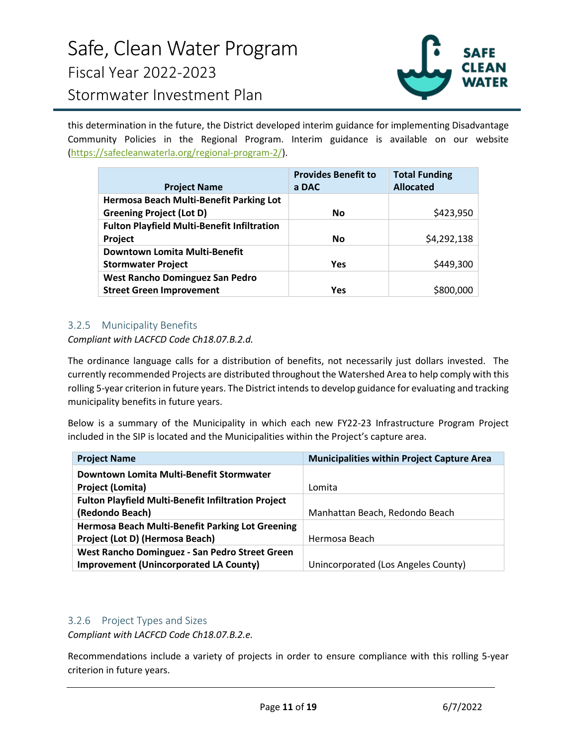this determination in the future, the District developed interim guidance for implementing Disadvantage Community Policies in the Regional Program. Interim guidance is available on our website (https://safecleanwaterla.org/regional-program-2/).

| Project Name | Provides Benefit to a DAC | Total Funding Allocated |
|---|---|---|
| **Hermosa Beach Multi-Benefit Parking Lot Greening Project (Lot D)** | **No** | $423,950 |
| **Fulton Playfield Multi-Benefit Infiltration Project** | **No** | $4,292,138 |
| **Downtown Lomita Multi-Benefit Stormwater Project** | **Yes** | $449,300 |
| **West Rancho Dominguez San Pedro Street Green Improvement** | **Yes** | $800,000 |

### 3.2.5 Municipality Benefits

*Compliant with LACFCD Code Ch18.07.B.2.d.*

The ordinance language calls for a distribution of benefits, not necessarily just dollars invested. The currently recommended Projects are distributed throughout the Watershed Area to help comply with this rolling 5-year criterion in future years. The District intends to develop guidance for evaluating and tracking municipality benefits in future years.

Below is a summary of the Municipality in which each new FY22-23 Infrastructure Program Project included in the SIP is located and the Municipalities within the Project's capture area.

| Project Name | Municipalities within Project Capture Area |
|---|---|
| **Downtown Lomita Multi-Benefit Stormwater Project (Lomita)** | Lomita |
| **Fulton Playfield Multi-Benefit Infiltration Project (Redondo Beach)** | Manhattan Beach, Redondo Beach |
| **Hermosa Beach Multi-Benefit Parking Lot Greening Project (Lot D) (Hermosa Beach)** | Hermosa Beach |
| **West Rancho Dominguez - San Pedro Street Green Improvement (Unincorporated LA County)** | Unincorporated (Los Angeles County) |

### 3.2.6 Project Types and Sizes

*Compliant with LACFCD Code Ch18.07.B.2.e.*

Recommendations include a variety of projects in order to ensure compliance with this rolling 5-year criterion in future years.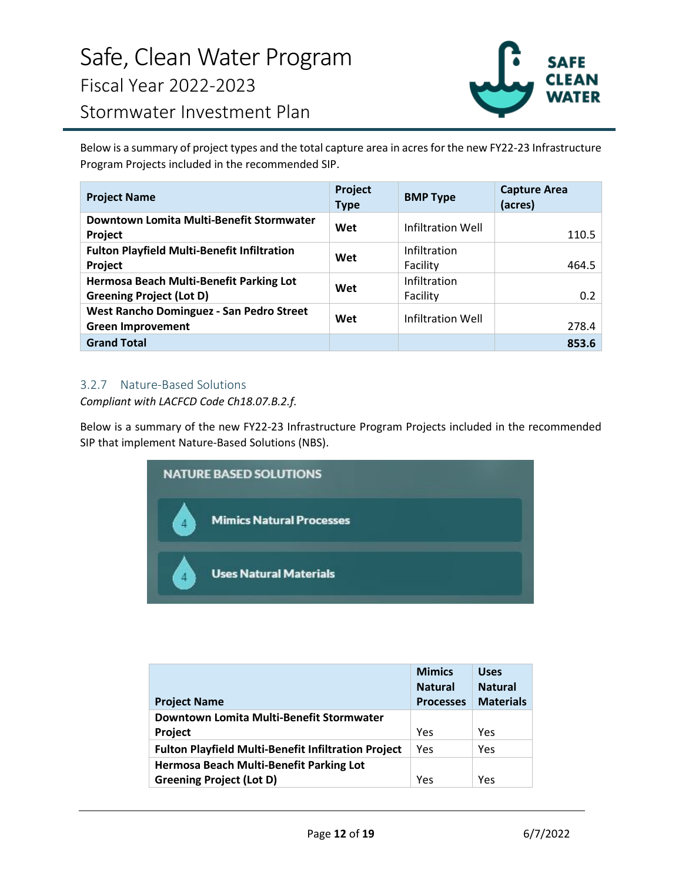Below is a summary of project types and the total capture area in acres for the new FY22-23 Infrastructure Program Projects included in the recommended SIP.

| Project Name | Project Type | BMP Type | Capture Area (acres) |
|---|---|---|---|
| **Downtown Lomita Multi-Benefit Stormwater Project** | **Wet** | Infiltration Well | 110.5 |
| **Fulton Playfield Multi-Benefit Infiltration Project** | **Wet** | Infiltration Facility | 464.5 |
| **Hermosa Beach Multi-Benefit Parking Lot Greening Project (Lot D)** | **Wet** | Infiltration Facility | 0.2 |
| **West Rancho Dominguez - San Pedro Street Green Improvement** | **Wet** | Infiltration Well | 278.4 |
| **Grand Total** | | | **853.6** |

### 3.2.7 Nature-Based Solutions

*Compliant with LACFCD Code Ch18.07.B.2.f.*

Below is a summary of the new FY22-23 Infrastructure Program Projects included in the recommended SIP that implement Nature-Based Solutions (NBS).

**NATURE BASED SOLUTIONS**

- 4 — Mimics Natural Processes
- 4 — Uses Natural Materials

| Project Name | Mimics Natural Processes | Uses Natural Materials |
|---|---|---|
| **Downtown Lomita Multi-Benefit Stormwater Project** | Yes | Yes |
| **Fulton Playfield Multi-Benefit Infiltration Project** | Yes | Yes |
| **Hermosa Beach Multi-Benefit Parking Lot Greening Project (Lot D)** | Yes | Yes |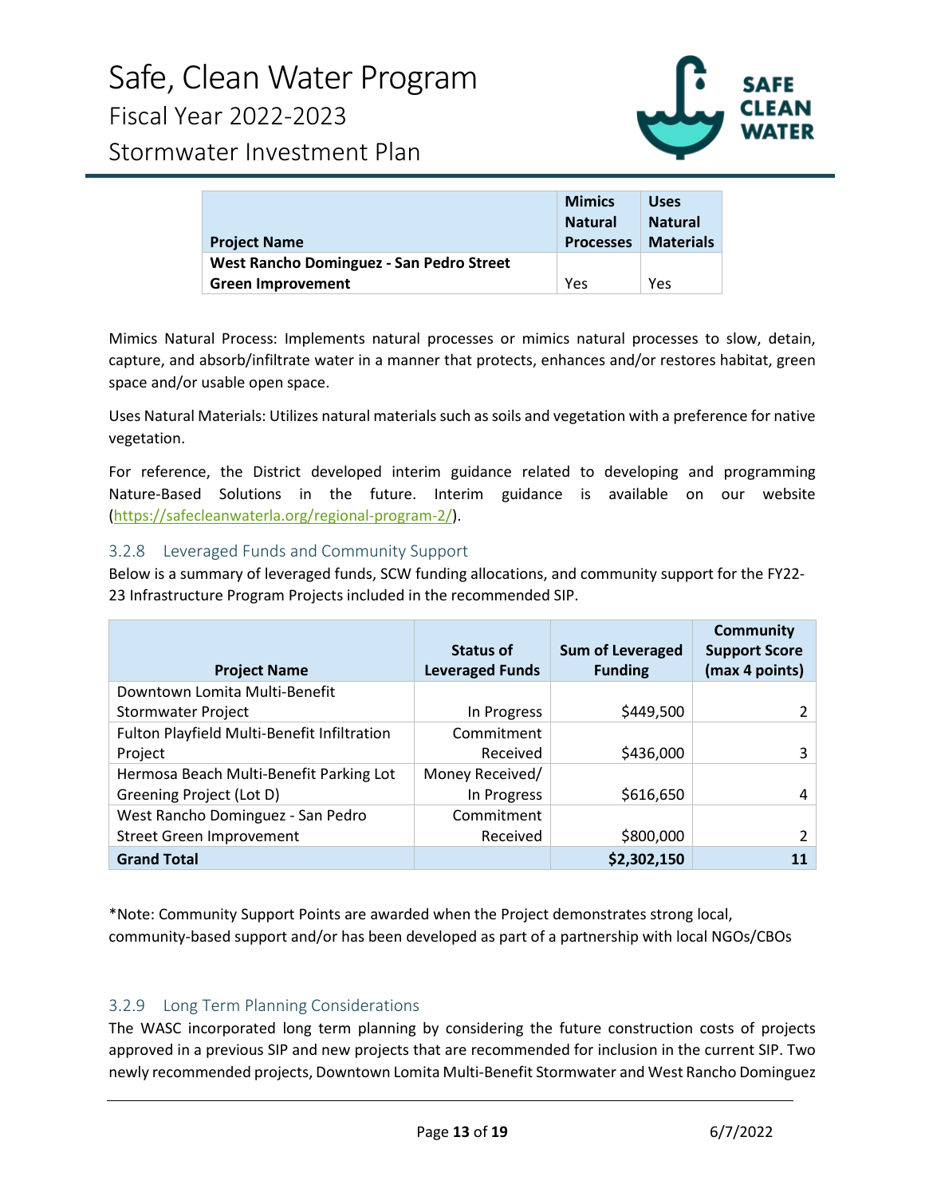| Project Name | Mimics Natural Processes | Uses Natural Materials |
|---|---|---|
| **West Rancho Dominguez - San Pedro Street Green Improvement** | Yes | Yes |

Mimics Natural Process: Implements natural processes or mimics natural processes to slow, detain, capture, and absorb/infiltrate water in a manner that protects, enhances and/or restores habitat, green space and/or usable open space.

Uses Natural Materials: Utilizes natural materials such as soils and vegetation with a preference for native vegetation.

For reference, the District developed interim guidance related to developing and programming Nature-Based Solutions in the future. Interim guidance is available on our website (https://safecleanwaterla.org/regional-program-2/).

### 3.2.8 Leveraged Funds and Community Support

Below is a summary of leveraged funds, SCW funding allocations, and community support for the FY22-23 Infrastructure Program Projects included in the recommended SIP.

| Project Name | Status of Leveraged Funds | Sum of Leveraged Funding | Community Support Score (max 4 points) |
|---|---|---|---|
| Downtown Lomita Multi-Benefit Stormwater Project | In Progress | $449,500 | 2 |
| Fulton Playfield Multi-Benefit Infiltration Project | Commitment Received | $436,000 | 3 |
| Hermosa Beach Multi-Benefit Parking Lot Greening Project (Lot D) | Money Received/ In Progress | $616,650 | 4 |
| West Rancho Dominguez - San Pedro Street Green Improvement | Commitment Received | $800,000 | 2 |
| **Grand Total** | | **$2,302,150** | **11** |

*Note: Community Support Points are awarded when the Project demonstrates strong local, community-based support and/or has been developed as part of a partnership with local NGOs/CBOs

### 3.2.9 Long Term Planning Considerations

The WASC incorporated long term planning by considering the future construction costs of projects approved in a previous SIP and new projects that are recommended for inclusion in the current SIP. Two newly recommended projects, Downtown Lomita Multi-Benefit Stormwater and West Rancho Dominguez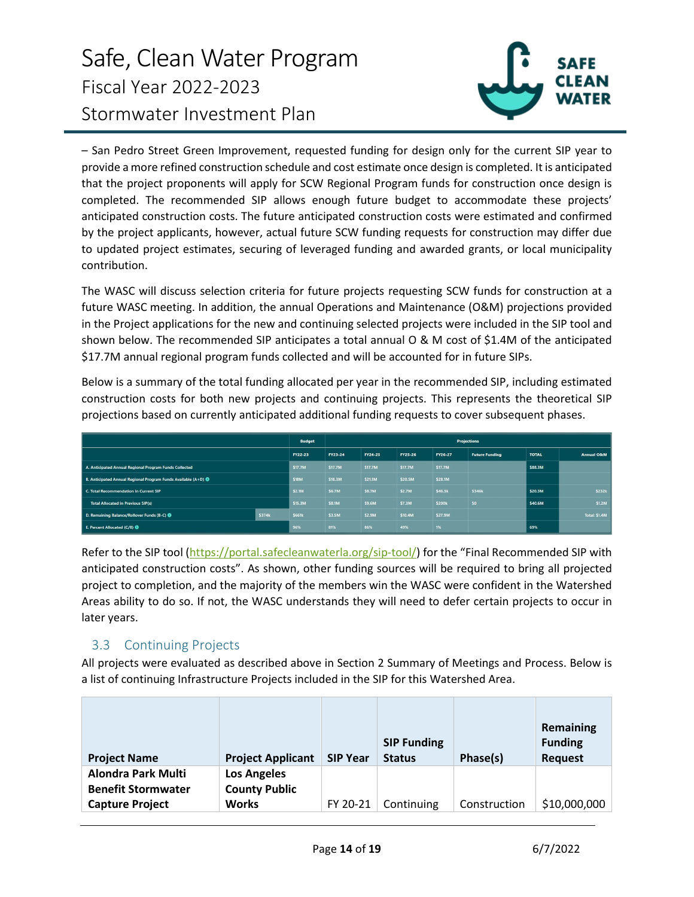– San Pedro Street Green Improvement, requested funding for design only for the current SIP year to provide a more refined construction schedule and cost estimate once design is completed. It is anticipated that the project proponents will apply for SCW Regional Program funds for construction once design is completed. The recommended SIP allows enough future budget to accommodate these projects' anticipated construction costs. The future anticipated construction costs were estimated and confirmed by the project applicants, however, actual future SCW funding requests for construction may differ due to updated project estimates, securing of leveraged funding and awarded grants, or local municipality contribution.

The WASC will discuss selection criteria for future projects requesting SCW funds for construction at a future WASC meeting. In addition, the annual Operations and Maintenance (O&M) projections provided in the Project applications for the new and continuing selected projects were included in the SIP tool and shown below. The recommended SIP anticipates a total annual O & M cost of $1.4M of the anticipated $17.7M annual regional program funds collected and will be accounted for in future SIPs.

Below is a summary of the total funding allocated per year in the recommended SIP, including estimated construction costs for both new projects and continuing projects. This represents the theoretical SIP projections based on currently anticipated additional funding requests to cover subsequent phases.

| | | Budget | Projections | | | | | | |
|---|---|---|---|---|---|---|---|---|---|
| | | FY22-23 | FY23-24 | FY24-25 | FY25-26 | FY26-27 | Future Funding | TOTAL | Annual O&M |
| A. Anticipated Annual Regional Program Funds Collected | | $17.7M | $17.7M | $17.7M | $17.7M | $17.7M | | $88.3M | |
| B. Anticipated Annual Regional Program Funds Available (A+D) | | $18M | $18.3M | $21.1M | $20.5M | $28.1M | | | |
| C. Total Recommendation in Current SIP | | $2.1M | $6.7M | $8.7M | $2.7M | $46.5k | $346k | $20.3M | $232k |
| Total Allocated in Previous SIP(s) | | $15.3M | $8.1M | $9.6M | $7.3M | $200k | $0 | $40.6M | $1.2M |
| D. Remaining Balance/Rollover Funds (B-C) | $374k | $661k | $3.5M | $2.9M | $10.4M | $27.9M | | | Total: $1.4M |
| E. Percent Allocated (C/B) | | 96% | 81% | 86% | 49% | 1% | | 69% | |

Refer to the SIP tool (https://portal.safecleanwaterla.org/sip-tool/) for the "Final Recommended SIP with anticipated construction costs". As shown, other funding sources will be required to bring all projected project to completion, and the majority of the members win the WASC were confident in the Watershed Areas ability to do so. If not, the WASC understands they will need to defer certain projects to occur in later years.

## 3.3 Continuing Projects

All projects were evaluated as described above in Section 2 Summary of Meetings and Process. Below is a list of continuing Infrastructure Projects included in the SIP for this Watershed Area.

| Project Name | Project Applicant | SIP Year | SIP Funding Status | Phase(s) | Remaining Funding Request |
|---|---|---|---|---|---|
| **Alondra Park Multi Benefit Stormwater Capture Project** | **Los Angeles County Public Works** | FY 20-21 | Continuing | Construction | $10,000,000 |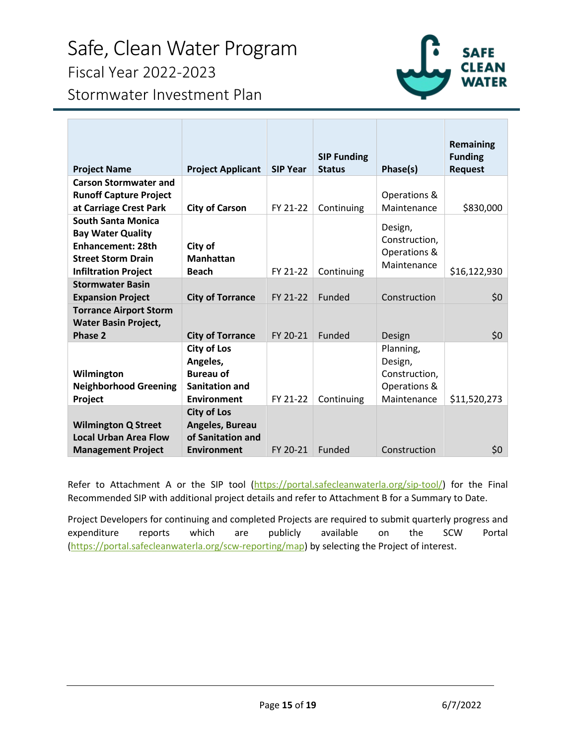| Project Name | Project Applicant | SIP Year | SIP Funding Status | Phase(s) | Remaining Funding Request |
|---|---|---|---|---|---|
| **Carson Stormwater and Runoff Capture Project at Carriage Crest Park** | **City of Carson** | FY 21-22 | Continuing | Operations & Maintenance | $830,000 |
| **South Santa Monica Bay Water Quality Enhancement: 28th Street Storm Drain Infiltration Project** | **City of Manhattan Beach** | FY 21-22 | Continuing | Design, Construction, Operations & Maintenance | $16,122,930 |
| **Stormwater Basin Expansion Project** | **City of Torrance** | FY 21-22 | Funded | Construction | $0 |
| **Torrance Airport Storm Water Basin Project, Phase 2** | **City of Torrance** | FY 20-21 | Funded | Design | $0 |
| **Wilmington Neighborhood Greening Project** | **City of Los Angeles, Bureau of Sanitation and Environment** | FY 21-22 | Continuing | Planning, Design, Construction, Operations & Maintenance | $11,520,273 |
| **Wilmington Q Street Local Urban Area Flow Management Project** | **City of Los Angeles, Bureau of Sanitation and Environment** | FY 20-21 | Funded | Construction | $0 |

Refer to Attachment A or the SIP tool (https://portal.safecleanwaterla.org/sip-tool/) for the Final Recommended SIP with additional project details and refer to Attachment B for a Summary to Date.

Project Developers for continuing and completed Projects are required to submit quarterly progress and expenditure reports which are publicly available on the SCW Portal (https://portal.safecleanwaterla.org/scw-reporting/map) by selecting the Project of interest.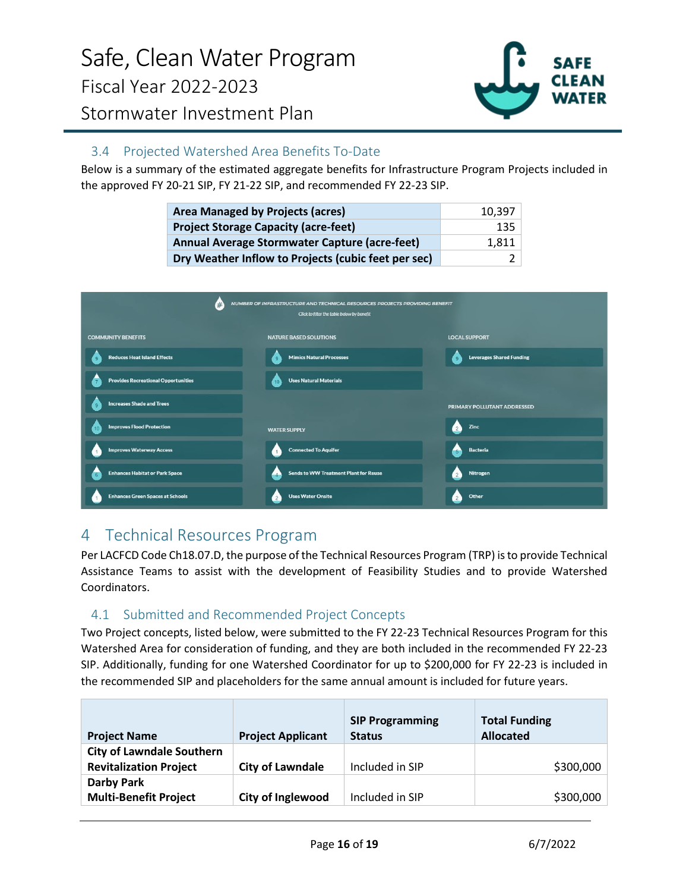### 3.4 Projected Watershed Area Benefits To-Date

Below is a summary of the estimated aggregate benefits for Infrastructure Program Projects included in the approved FY 20-21 SIP, FY 21-22 SIP, and recommended FY 22-23 SIP.

| | |
|---|---|
| **Area Managed by Projects (acres)** | 10,397 |
| **Project Storage Capacity (acre-feet)** | 135 |
| **Annual Average Stormwater Capture (acre-feet)** | 1,811 |
| **Dry Weather Inflow to Projects (cubic feet per sec)** | 2 |

NUMBER OF INFRASTRUCTURE AND TECHNICAL RESOURCES PROJECTS PROVIDING BENEFIT

Click to filter the table below by benefit

**COMMUNITY BENEFITS**

- 9 Reduces Heat Island Effects
- 7 Provides Recreational Opportunities
- 9 Increases Shade and Trees
- 10 Improves Flood Protection
- 1 Improves Waterway Access
- 6 Enhances Habitat or Park Space
- 1 Enhances Green Spaces at Schools

**NATURE BASED SOLUTIONS**

- 9 Mimics Natural Processes
- 10 Uses Natural Materials

**WATER SUPPLY**

- 1 Connected To Aquifer
- 4 Sends to WW Treatment Plant for Reuse
- 2 Uses Water Onsite

**LOCAL SUPPORT**

- 9 Leverages Shared Funding

**PRIMARY POLLUTANT ADDRESSED**

- 2 Zinc
- 5 Bacteria
- 2 Nitrogen
- 2 Other

# 4 Technical Resources Program

Per LACFCD Code Ch18.07.D, the purpose of the Technical Resources Program (TRP) is to provide Technical Assistance Teams to assist with the development of Feasibility Studies and to provide Watershed Coordinators.

### 4.1 Submitted and Recommended Project Concepts

Two Project concepts, listed below, were submitted to the FY 22-23 Technical Resources Program for this Watershed Area for consideration of funding, and they are both included in the recommended FY 22-23 SIP. Additionally, funding for one Watershed Coordinator for up to $200,000 for FY 22-23 is included in the recommended SIP and placeholders for the same annual amount is included for future years.

| Project Name | Project Applicant | SIP Programming Status | Total Funding Allocated |
|---|---|---|---|
| **City of Lawndale Southern Revitalization Project** | **City of Lawndale** | Included in SIP | $300,000 |
| **Darby Park Multi-Benefit Project** | **City of Inglewood** | Included in SIP | $300,000 |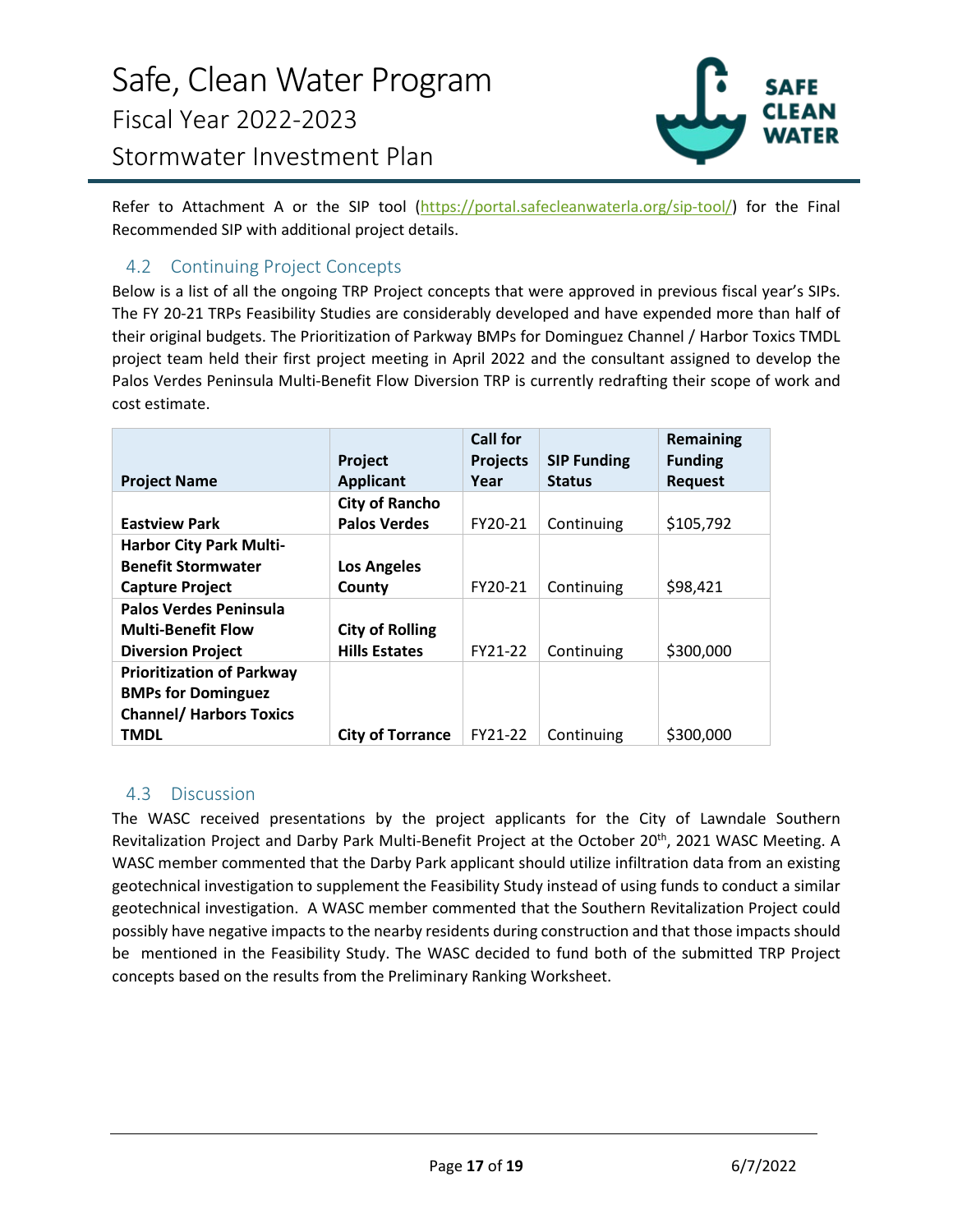Refer to Attachment A or the SIP tool (https://portal.safecleanwaterla.org/sip-tool/) for the Final Recommended SIP with additional project details.

## 4.2 Continuing Project Concepts

Below is a list of all the ongoing TRP Project concepts that were approved in previous fiscal year's SIPs. The FY 20-21 TRPs Feasibility Studies are considerably developed and have expended more than half of their original budgets. The Prioritization of Parkway BMPs for Dominguez Channel / Harbor Toxics TMDL project team held their first project meeting in April 2022 and the consultant assigned to develop the Palos Verdes Peninsula Multi-Benefit Flow Diversion TRP is currently redrafting their scope of work and cost estimate.

| Project Name | Project Applicant | Call for Projects Year | SIP Funding Status | Remaining Funding Request |
|---|---|---|---|---|
| **Eastview Park** | **City of Rancho Palos Verdes** | FY20-21 | Continuing | $105,792 |
| **Harbor City Park Multi-Benefit Stormwater Capture Project** | **Los Angeles County** | FY20-21 | Continuing | $98,421 |
| **Palos Verdes Peninsula Multi-Benefit Flow Diversion Project** | **City of Rolling Hills Estates** | FY21-22 | Continuing | $300,000 |
| **Prioritization of Parkway BMPs for Dominguez Channel/ Harbors Toxics TMDL** | **City of Torrance** | FY21-22 | Continuing | $300,000 |

## 4.3 Discussion

The WASC received presentations by the project applicants for the City of Lawndale Southern Revitalization Project and Darby Park Multi-Benefit Project at the October 20th, 2021 WASC Meeting. A WASC member commented that the Darby Park applicant should utilize infiltration data from an existing geotechnical investigation to supplement the Feasibility Study instead of using funds to conduct a similar geotechnical investigation. A WASC member commented that the Southern Revitalization Project could possibly have negative impacts to the nearby residents during construction and that those impacts should be mentioned in the Feasibility Study. The WASC decided to fund both of the submitted TRP Project concepts based on the results from the Preliminary Ranking Worksheet.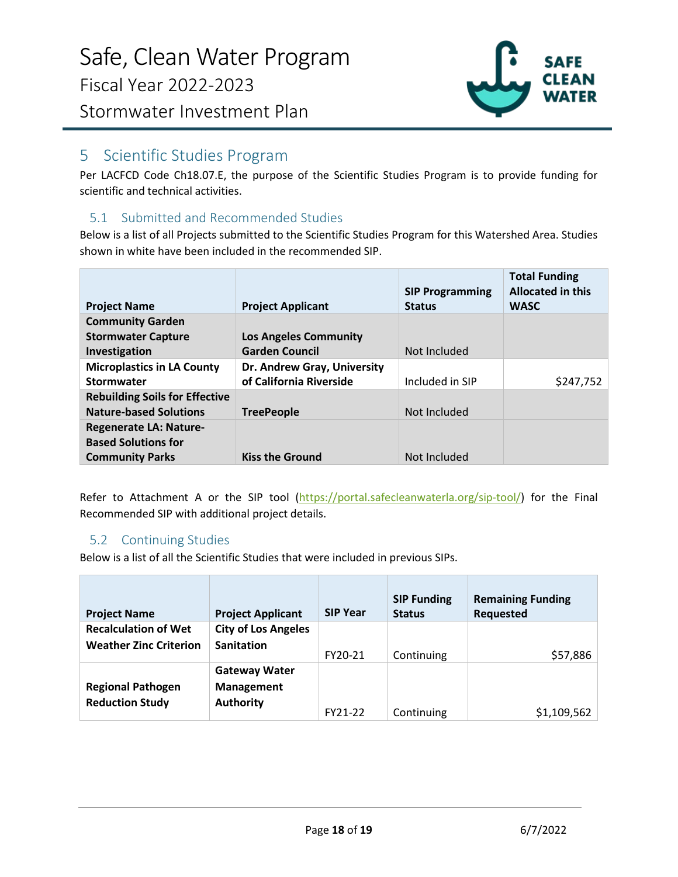## 5 Scientific Studies Program

Per LACFCD Code Ch18.07.E, the purpose of the Scientific Studies Program is to provide funding for scientific and technical activities.

### 5.1 Submitted and Recommended Studies

Below is a list of all Projects submitted to the Scientific Studies Program for this Watershed Area. Studies shown in white have been included in the recommended SIP.

| Project Name | Project Applicant | SIP Programming Status | Total Funding Allocated in this WASC |
|---|---|---|---|
| **Community Garden Stormwater Capture Investigation** | **Los Angeles Community Garden Council** | Not Included | |
| **Microplastics in LA County Stormwater** | **Dr. Andrew Gray, University of California Riverside** | Included in SIP | $247,752 |
| **Rebuilding Soils for Effective Nature-based Solutions** | **TreePeople** | Not Included | |
| **Regenerate LA: Nature-Based Solutions for Community Parks** | **Kiss the Ground** | Not Included | |

Refer to Attachment A or the SIP tool (https://portal.safecleanwaterla.org/sip-tool/) for the Final Recommended SIP with additional project details.

### 5.2 Continuing Studies

Below is a list of all the Scientific Studies that were included in previous SIPs.

| Project Name | Project Applicant | SIP Year | SIP Funding Status | Remaining Funding Requested |
|---|---|---|---|---|
| **Recalculation of Wet Weather Zinc Criterion** | **City of Los Angeles Sanitation** | FY20-21 | Continuing | $57,886 |
| **Regional Pathogen Reduction Study** | **Gateway Water Management Authority** | FY21-22 | Continuing | $1,109,562 |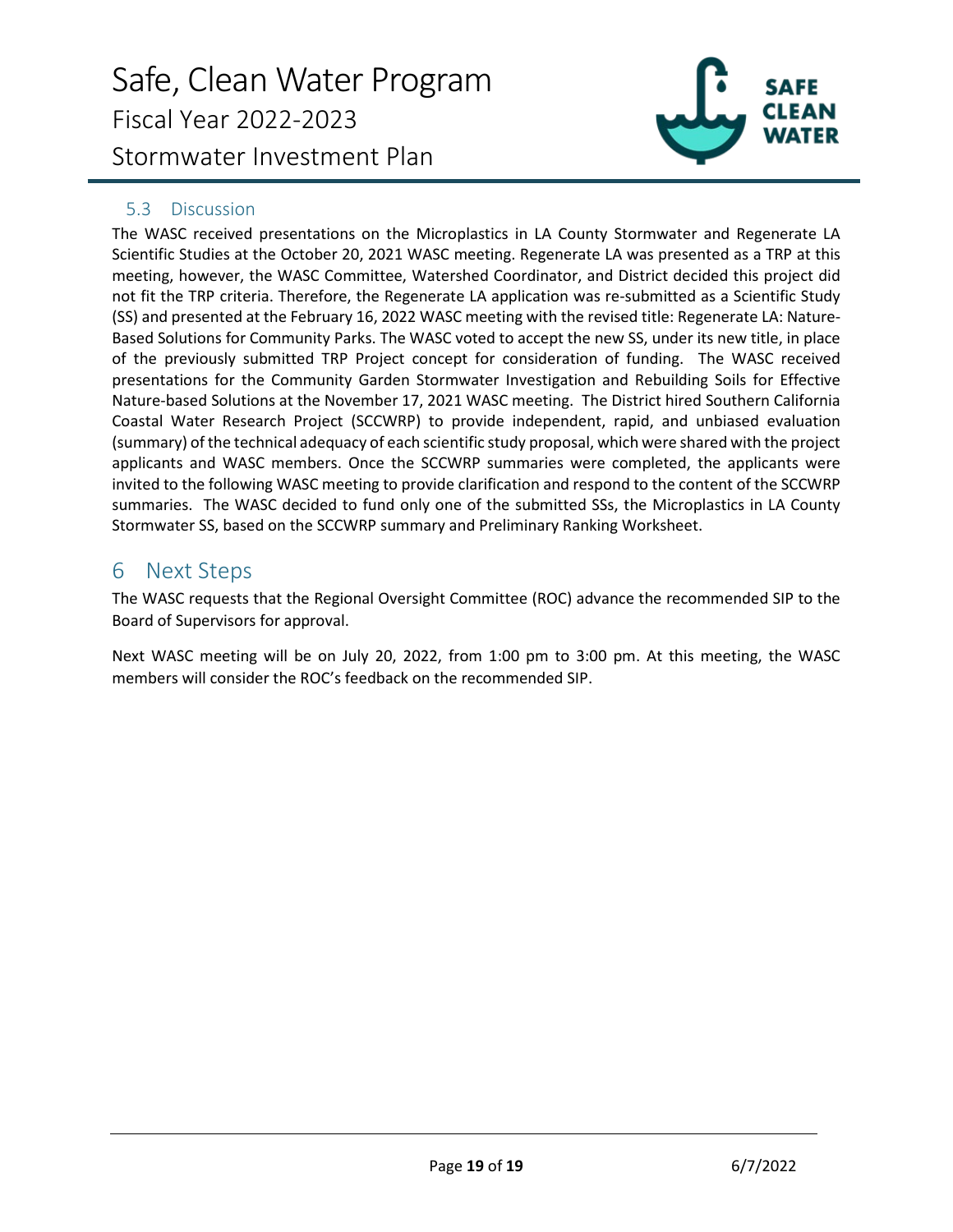### 5.3 Discussion

The WASC received presentations on the Microplastics in LA County Stormwater and Regenerate LA Scientific Studies at the October 20, 2021 WASC meeting. Regenerate LA was presented as a TRP at this meeting, however, the WASC Committee, Watershed Coordinator, and District decided this project did not fit the TRP criteria. Therefore, the Regenerate LA application was re-submitted as a Scientific Study (SS) and presented at the February 16, 2022 WASC meeting with the revised title: Regenerate LA: Nature-Based Solutions for Community Parks. The WASC voted to accept the new SS, under its new title, in place of the previously submitted TRP Project concept for consideration of funding. The WASC received presentations for the Community Garden Stormwater Investigation and Rebuilding Soils for Effective Nature-based Solutions at the November 17, 2021 WASC meeting. The District hired Southern California Coastal Water Research Project (SCCWRP) to provide independent, rapid, and unbiased evaluation (summary) of the technical adequacy of each scientific study proposal, which were shared with the project applicants and WASC members. Once the SCCWRP summaries were completed, the applicants were invited to the following WASC meeting to provide clarification and respond to the content of the SCCWRP summaries. The WASC decided to fund only one of the submitted SSs, the Microplastics in LA County Stormwater SS, based on the SCCWRP summary and Preliminary Ranking Worksheet.

## 6 Next Steps

The WASC requests that the Regional Oversight Committee (ROC) advance the recommended SIP to the Board of Supervisors for approval.

Next WASC meeting will be on July 20, 2022, from 1:00 pm to 3:00 pm. At this meeting, the WASC members will consider the ROC's feedback on the recommended SIP.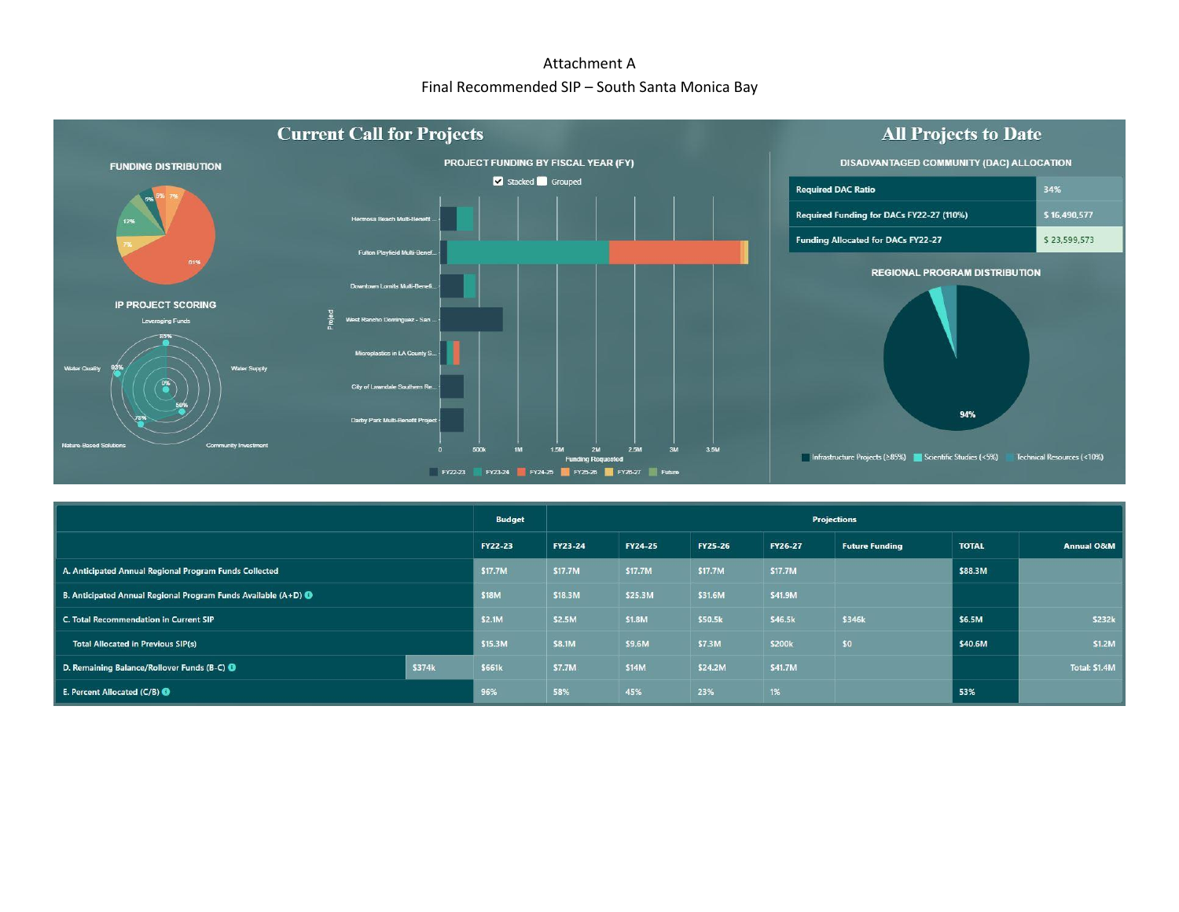Attachment A

Final Recommended SIP – South Santa Monica Bay

## Current Call for Projects

### FUNDING DISTRIBUTION

61%, 7%, 12%, 5%, 5%, 7%

### IP PROJECT SCORING

Leveraging Funds 85%, Water Supply, Community Investment 50%, Nature-Based Solutions 75%, Water Quality 83%

### PROJECT FUNDING BY FISCAL YEAR (FY)

Stacked / Grouped

Projects:
- Hermosa Beach Multi-Benefit ...
- Fulton Playfield Multi-Benef...
- Downtown Lomita Multi-Benefi...
- West Rancho Dominguez - San ...
- Microplastics in LA County S...
- City of Lawndale Southern Re...
- Darby Park Multi-Benefit Project

Funding Requested: 0, 500k, 1M, 1.5M, 2M, 2.5M, 3M, 3.5M

FY22-23, FY23-24, FY24-25, FY25-26, FY26-27, Future

## All Projects to Date

### DISADVANTAGED COMMUNITY (DAC) ALLOCATION

| | |
|---|---|
| Required DAC Ratio | 34% |
| Required Funding for DACs FY22-27 (110%) | $ 16,490,577 |
| Funding Allocated for DACs FY22-27 | $ 23,599,573 |

### REGIONAL PROGRAM DISTRIBUTION

94%

Infrastructure Projects (≥85%), Scientific Studies (<5%), Technical Resources (<10%)

| | | Budget | Projections | | | | | | |
|---|---|---|---|---|---|---|---|---|---|
| | | FY22-23 | FY23-24 | FY24-25 | FY25-26 | FY26-27 | Future Funding | TOTAL | Annual O&M |
| A. Anticipated Annual Regional Program Funds Collected | | $17.7M | $17.7M | $17.7M | $17.7M | $17.7M | | $88.3M | |
| B. Anticipated Annual Regional Program Funds Available (A+D) | | $18M | $18.3M | $25.3M | $31.6M | $41.9M | | | |
| C. Total Recommendation in Current SIP | | $2.1M | $2.5M | $1.8M | $50.5k | $46.5k | $346k | $6.5M | $232k |
| Total Allocated in Previous SIP(s) | | $15.3M | $8.1M | $9.6M | $7.3M | $200k | $0 | $40.6M | $1.2M |
| D. Remaining Balance/Rollover Funds (B-C) | $374k | $661k | $7.7M | $14M | $24.2M | $41.7M | | | Total: $1.4M |
| E. Percent Allocated (C/B) | | 96% | 58% | 45% | 23% | 1% | | 53% | |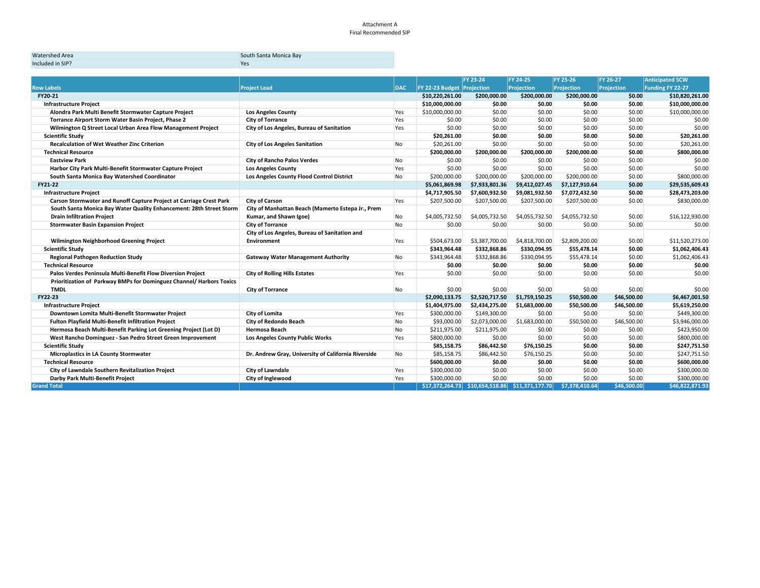Attachment A

Final Recommended SIP

| Watershed Area | South Santa Monica Bay |
|---|---|
| Included in SIP? | Yes |

| Row Labels | Project Lead | DAC | FY 22-23 Budget | FY 23-24 Projection | FY 24-25 Projection | FY 25-26 Projection | FY 26-27 Projection | Anticipated SCW Funding FY 22-27 |
|---|---|---|---|---|---|---|---|---|
| **FY20-21** | | | **$10,220,261.00** | **$200,000.00** | **$200,000.00** | **$200,000.00** | **$0.00** | **$10,820,261.00** |
| **Infrastructure Project** | | | **$10,000,000.00** | **$0.00** | **$0.00** | **$0.00** | **$0.00** | **$10,000,000.00** |
| **Alondra Park Multi Benefit Stormwater Capture Project** | **Los Angeles County** | Yes | $10,000,000.00 | $0.00 | $0.00 | $0.00 | $0.00 | $10,000,000.00 |
| **Torrance Airport Storm Water Basin Project, Phase 2** | **City of Torrance** | Yes | $0.00 | $0.00 | $0.00 | $0.00 | $0.00 | $0.00 |
| **Wilmington Q Street Local Urban Area Flow Management Project** | **City of Los Angeles, Bureau of Sanitation** | Yes | $0.00 | $0.00 | $0.00 | $0.00 | $0.00 | $0.00 |
| **Scientific Study** | | | **$20,261.00** | **$0.00** | **$0.00** | **$0.00** | **$0.00** | **$20,261.00** |
| **Recalculation of Wet Weather Zinc Criterion** | **City of Los Angeles Sanitation** | No | $20,261.00 | $0.00 | $0.00 | $0.00 | $0.00 | $20,261.00 |
| **Technical Resource** | | | **$200,000.00** | **$200,000.00** | **$200,000.00** | **$200,000.00** | **$0.00** | **$800,000.00** |
| **Eastview Park** | **City of Rancho Palos Verdes** | No | $0.00 | $0.00 | $0.00 | $0.00 | $0.00 | $0.00 |
| **Harbor City Park Multi-Benefit Stormwater Capture Project** | **Los Angeles County** | Yes | $0.00 | $0.00 | $0.00 | $0.00 | $0.00 | $0.00 |
| **South Santa Monica Bay Watershed Coordinator** | **Los Angeles County Flood Control District** | No | $200,000.00 | $200,000.00 | $200,000.00 | $200,000.00 | $0.00 | $800,000.00 |
| **FY21-22** | | | **$5,061,869.98** | **$7,933,801.36** | **$9,412,027.45** | **$7,127,910.64** | **$0.00** | **$29,535,609.43** |
| **Infrastructure Project** | | | **$4,717,905.50** | **$7,600,932.50** | **$9,081,932.50** | **$7,072,432.50** | **$0.00** | **$28,473,203.00** |
| **Carson Stormwater and Runoff Capture Project at Carriage Crest Park** | **City of Carson** | Yes | $207,500.00 | $207,500.00 | $207,500.00 | $207,500.00 | $0.00 | $830,000.00 |
| **South Santa Monica Bay Water Quality Enhancement: 28th Street Storm Drain Infiltration Project** | **City of Manhattan Beach (Mamerto Estepa Jr., Prem Kumar, and Shawn Igoe)** | No | $4,005,732.50 | $4,005,732.50 | $4,055,732.50 | $4,055,732.50 | $0.00 | $16,122,930.00 |
| **Stormwater Basin Expansion Project** | **City of Torrance** | No | $0.00 | $0.00 | $0.00 | $0.00 | $0.00 | $0.00 |
| **Wilmington Neighborhood Greening Project** | **City of Los Angeles, Bureau of Sanitation and Environment** | Yes | $504,673.00 | $3,387,700.00 | $4,818,700.00 | $2,809,200.00 | $0.00 | $11,520,273.00 |
| **Scientific Study** | | | **$343,964.48** | **$332,868.86** | **$330,094.95** | **$55,478.14** | **$0.00** | **$1,062,406.43** |
| **Regional Pathogen Reduction Study** | **Gateway Water Management Authority** | No | $343,964.48 | $332,868.86 | $330,094.95 | $55,478.14 | $0.00 | $1,062,406.43 |
| **Technical Resource** | | | **$0.00** | **$0.00** | **$0.00** | **$0.00** | **$0.00** | **$0.00** |
| **Palos Verdes Peninsula Multi-Benefit Flow Diversion Project** | **City of Rolling Hills Estates** | Yes | $0.00 | $0.00 | $0.00 | $0.00 | $0.00 | $0.00 |
| **Prioritization of Parkway BMPs for Dominguez Channel/ Harbors Toxics TMDL** | **City of Torrance** | No | $0.00 | $0.00 | $0.00 | $0.00 | $0.00 | $0.00 |
| **FY22-23** | | | **$2,090,133.75** | **$2,520,717.50** | **$1,759,150.25** | **$50,500.00** | **$46,500.00** | **$6,467,001.50** |
| **Infrastructure Project** | | | **$1,404,975.00** | **$2,434,275.00** | **$1,683,000.00** | **$50,500.00** | **$46,500.00** | **$5,619,250.00** |
| **Downtown Lomita Multi-Benefit Stormwater Project** | **City of Lomita** | Yes | $300,000.00 | $149,300.00 | $0.00 | $0.00 | $0.00 | $449,300.00 |
| **Fulton Playfield Multi-Benefit Infiltration Project** | **City of Redondo Beach** | No | $93,000.00 | $2,073,000.00 | $1,683,000.00 | $50,500.00 | $46,500.00 | $3,946,000.00 |
| **Hermosa Beach Multi-Benefit Parking Lot Greening Project (Lot D)** | **Hermosa Beach** | No | $211,975.00 | $211,975.00 | $0.00 | $0.00 | $0.00 | $423,950.00 |
| **West Rancho Dominguez - San Pedro Street Green Improvement** | **Los Angeles County Public Works** | Yes | $800,000.00 | $0.00 | $0.00 | $0.00 | $0.00 | $800,000.00 |
| **Scientific Study** | | | **$85,158.75** | **$86,442.50** | **$76,150.25** | **$0.00** | **$0.00** | **$247,751.50** |
| **Microplastics in LA County Stormwater** | **Dr. Andrew Gray, University of California Riverside** | No | $85,158.75 | $86,442.50 | $76,150.25 | $0.00 | $0.00 | $247,751.50 |
| **Technical Resource** | | | **$600,000.00** | **$0.00** | **$0.00** | **$0.00** | **$0.00** | **$600,000.00** |
| **City of Lawndale Southern Revitalization Project** | **City of Lawndale** | Yes | $300,000.00 | $0.00 | $0.00 | $0.00 | $0.00 | $300,000.00 |
| **Darby Park Multi-Benefit Project** | **City of Inglewood** | Yes | $300,000.00 | $0.00 | $0.00 | $0.00 | $0.00 | $300,000.00 |
| **Grand Total** | | | **$17,372,264.73** | **$10,654,518.86** | **$11,371,177.70** | **$7,378,410.64** | **$46,500.00** | **$46,822,871.93** |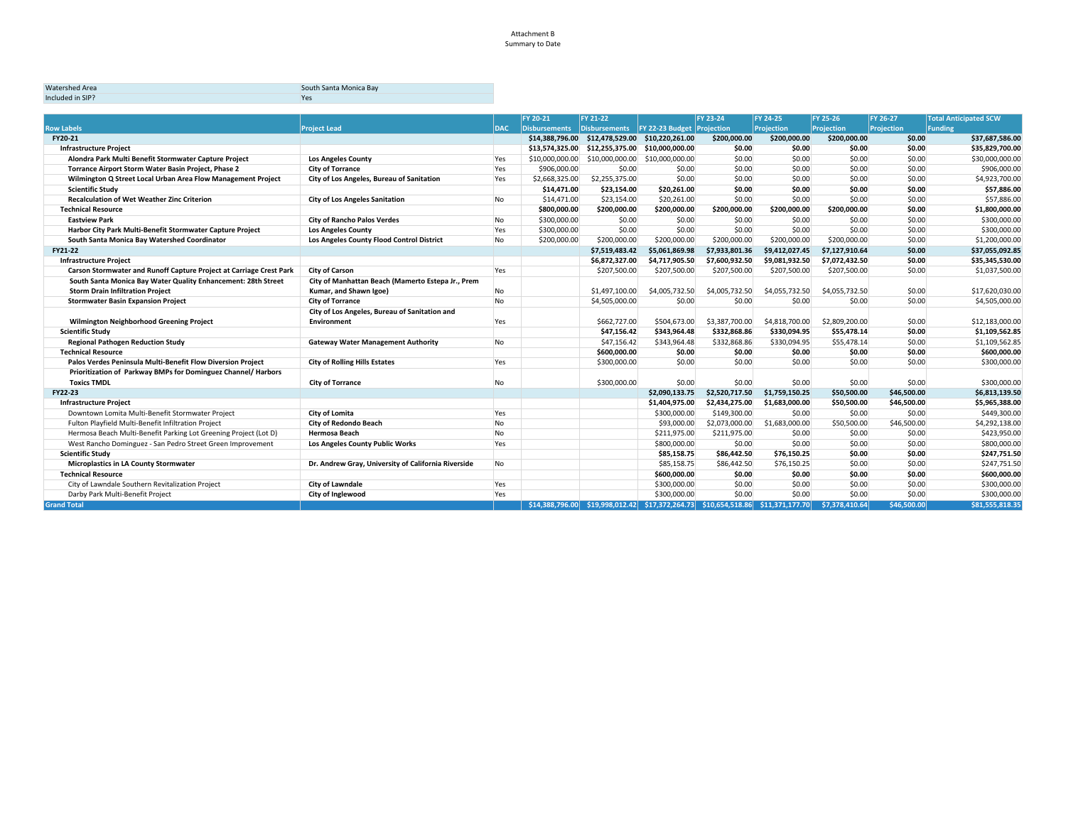Attachment B
Summary to Date

| | |
|---|---|
| Watershed Area | South Santa Monica Bay |
| Included in SIP? | Yes |

| Row Labels | Project Lead | DAC | FY 20-21 Disbursements | FY 21-22 Disbursements | FY 22-23 Budget | FY 23-24 Projection | FY 24-25 Projection | FY 25-26 Projection | FY 26-27 Projection | Total Anticipated SCW Funding |
|---|---|---|---|---|---|---|---|---|---|---|
| **FY20-21** | | | **$14,388,796.00** | **$12,478,529.00** | **$10,220,261.00** | **$200,000.00** | **$200,000.00** | **$200,000.00** | **$0.00** | **$37,687,586.00** |
| **Infrastructure Project** | | | **$13,574,325.00** | **$12,255,375.00** | **$10,000,000.00** | **$0.00** | **$0.00** | **$0.00** | **$0.00** | **$35,829,700.00** |
| **Alondra Park Multi Benefit Stormwater Capture Project** | **Los Angeles County** | Yes | $10,000,000.00 | $10,000,000.00 | $10,000,000.00 | $0.00 | $0.00 | $0.00 | $0.00 | $30,000,000.00 |
| **Torrance Airport Storm Water Basin Project, Phase 2** | **City of Torrance** | Yes | $906,000.00 | $0.00 | $0.00 | $0.00 | $0.00 | $0.00 | $0.00 | $906,000.00 |
| **Wilmington Q Street Local Urban Area Flow Management Project** | **City of Los Angeles, Bureau of Sanitation** | Yes | $2,668,325.00 | $2,255,375.00 | $0.00 | $0.00 | $0.00 | $0.00 | $0.00 | $4,923,700.00 |
| **Scientific Study** | | | **$14,471.00** | **$23,154.00** | **$20,261.00** | **$0.00** | **$0.00** | **$0.00** | **$0.00** | **$57,886.00** |
| **Recalculation of Wet Weather Zinc Criterion** | **City of Los Angeles Sanitation** | No | $14,471.00 | $23,154.00 | $20,261.00 | $0.00 | $0.00 | $0.00 | $0.00 | $57,886.00 |
| **Technical Resource** | | | **$800,000.00** | **$200,000.00** | **$200,000.00** | **$200,000.00** | **$200,000.00** | **$200,000.00** | **$0.00** | **$1,800,000.00** |
| **Eastview Park** | **City of Rancho Palos Verdes** | No | $300,000.00 | $0.00 | $0.00 | $0.00 | $0.00 | $0.00 | $0.00 | $300,000.00 |
| **Harbor City Park Multi-Benefit Stormwater Capture Project** | **Los Angeles County** | Yes | $300,000.00 | $0.00 | $0.00 | $0.00 | $0.00 | $0.00 | $0.00 | $300,000.00 |
| **South Santa Monica Bay Watershed Coordinator** | **Los Angeles County Flood Control District** | No | $200,000.00 | $200,000.00 | $200,000.00 | $200,000.00 | $200,000.00 | $200,000.00 | $0.00 | $1,200,000.00 |
| **FY21-22** | | | | **$7,519,483.42** | **$5,061,869.98** | **$7,933,801.36** | **$9,412,027.45** | **$7,127,910.64** | **$0.00** | **$37,055,092.85** |
| **Infrastructure Project** | | | | **$6,872,327.00** | **$4,717,905.50** | **$7,600,932.50** | **$9,081,932.50** | **$7,072,432.50** | **$0.00** | **$35,345,530.00** |
| **Carson Stormwater and Runoff Capture Project at Carriage Crest Park** | **City of Carson** | Yes | | $207,500.00 | $207,500.00 | $207,500.00 | $207,500.00 | $207,500.00 | $0.00 | $1,037,500.00 |
| **South Santa Monica Bay Water Quality Enhancement: 28th Street Storm Drain Infiltration Project** | **City of Manhattan Beach (Mamerto Estepa Jr., Prem Kumar, and Shawn Igoe)** | No | | $1,497,100.00 | $4,005,732.50 | $4,005,732.50 | $4,055,732.50 | $4,055,732.50 | $0.00 | $17,620,030.00 |
| **Stormwater Basin Expansion Project** | **City of Torrance** | No | | $4,505,000.00 | $0.00 | $0.00 | $0.00 | $0.00 | $0.00 | $4,505,000.00 |
| **Wilmington Neighborhood Greening Project** | **City of Los Angeles, Bureau of Sanitation and Environment** | Yes | | $662,727.00 | $504,673.00 | $3,387,700.00 | $4,818,700.00 | $2,809,200.00 | $0.00 | $12,183,000.00 |
| **Scientific Study** | | | | **$47,156.42** | **$343,964.48** | **$332,868.86** | **$330,094.95** | **$55,478.14** | **$0.00** | **$1,109,562.85** |
| **Regional Pathogen Reduction Study** | **Gateway Water Management Authority** | No | | $47,156.42 | $343,964.48 | $332,868.86 | $330,094.95 | $55,478.14 | $0.00 | $1,109,562.85 |
| **Technical Resource** | | | | **$600,000.00** | **$0.00** | **$0.00** | **$0.00** | **$0.00** | **$0.00** | **$600,000.00** |
| **Palos Verdes Peninsula Multi-Benefit Flow Diversion Project** | **City of Rolling Hills Estates** | Yes | | $300,000.00 | $0.00 | $0.00 | $0.00 | $0.00 | $0.00 | $300,000.00 |
| **Prioritization of Parkway BMPs for Dominguez Channel/ Harbors Toxics TMDL** | **City of Torrance** | No | | $300,000.00 | $0.00 | $0.00 | $0.00 | $0.00 | $0.00 | $300,000.00 |
| **FY22-23** | | | | | **$2,090,133.75** | **$2,520,717.50** | **$1,759,150.25** | **$50,500.00** | **$46,500.00** | **$6,813,139.50** |
| **Infrastructure Project** | | | | | **$1,404,975.00** | **$2,434,275.00** | **$1,683,000.00** | **$50,500.00** | **$46,500.00** | **$5,965,388.00** |
| Downtown Lomita Multi-Benefit Stormwater Project | **City of Lomita** | Yes | | | $300,000.00 | $149,300.00 | $0.00 | $0.00 | $0.00 | $449,300.00 |
| Fulton Playfield Multi-Benefit Infiltration Project | **City of Redondo Beach** | No | | | $93,000.00 | $2,073,000.00 | $1,683,000.00 | $50,500.00 | $46,500.00 | $4,292,138.00 |
| Hermosa Beach Multi-Benefit Parking Lot Greening Project (Lot D) | **Hermosa Beach** | No | | | $211,975.00 | $211,975.00 | $0.00 | $0.00 | $0.00 | $423,950.00 |
| West Rancho Dominguez - San Pedro Street Green Improvement | **Los Angeles County Public Works** | Yes | | | $800,000.00 | $0.00 | $0.00 | $0.00 | $0.00 | $800,000.00 |
| **Scientific Study** | | | | | **$85,158.75** | **$86,442.50** | **$76,150.25** | **$0.00** | **$0.00** | **$247,751.50** |
| **Microplastics in LA County Stormwater** | **Dr. Andrew Gray, University of California Riverside** | No | | | $85,158.75 | $86,442.50 | $76,150.25 | $0.00 | $0.00 | $247,751.50 |
| **Technical Resource** | | | | | **$600,000.00** | **$0.00** | **$0.00** | **$0.00** | **$0.00** | **$600,000.00** |
| City of Lawndale Southern Revitalization Project | **City of Lawndale** | Yes | | | $300,000.00 | $0.00 | $0.00 | $0.00 | $0.00 | $300,000.00 |
| Darby Park Multi-Benefit Project | **City of Inglewood** | Yes | | | $300,000.00 | $0.00 | $0.00 | $0.00 | $0.00 | $300,000.00 |
| **Grand Total** | | | **$14,388,796.00** | **$19,998,012.42** | **$17,372,264.73** | **$10,654,518.86** | **$11,371,177.70** | **$7,378,410.64** | **$46,500.00** | **$81,555,818.35** |